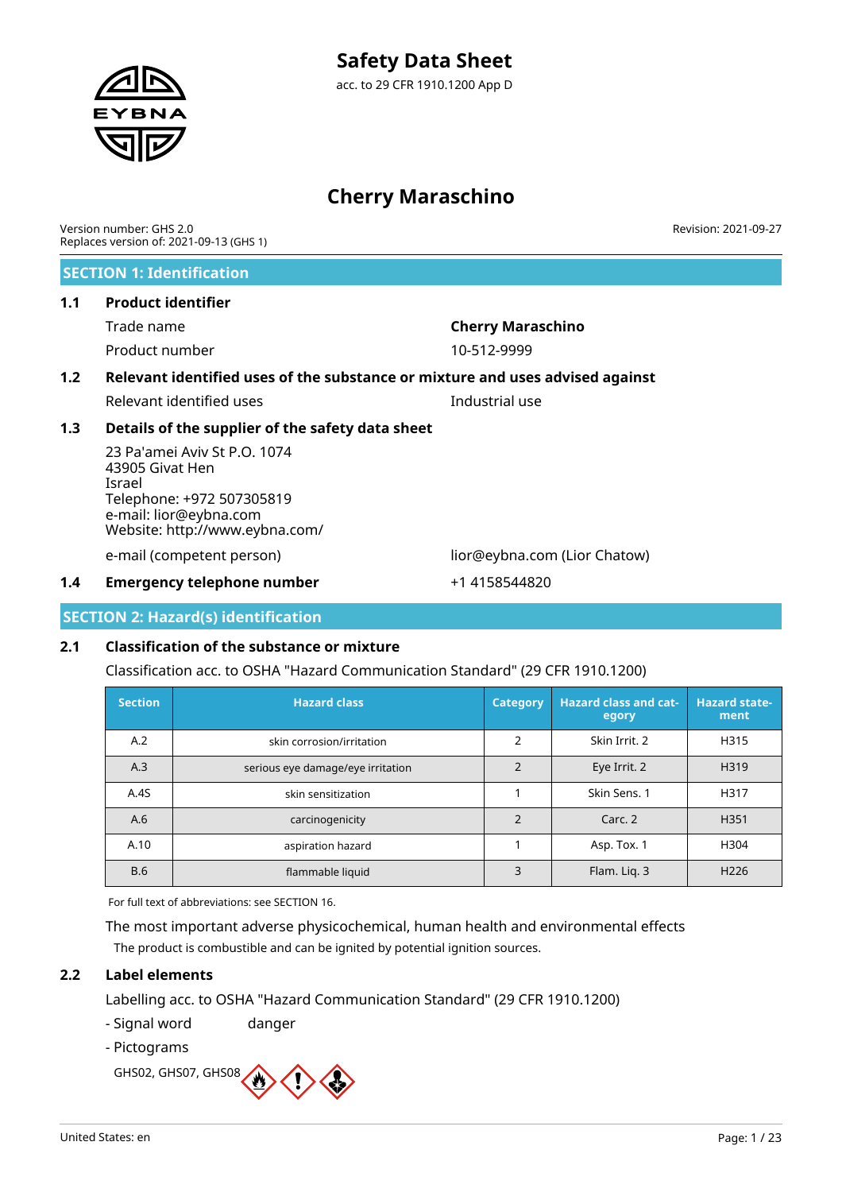# Safety Data Sheet

acc. to 29 CFR 1910.1200 App D

# Cherry Maraschino

Version number: GHS 2.0
Replaces version of: 2021-09-13 (GHS 1)

Revision: 2021-09-27

## SECTION 1: Identification

### 1.1 Product identifier

Trade name: **Cherry Maraschino**

Product number: 10-512-9999

### 1.2 Relevant identified uses of the substance or mixture and uses advised against

Relevant identified uses: Industrial use

### 1.3 Details of the supplier of the safety data sheet

23 Pa'amei Aviv St P.O. 1074
43905 Givat Hen
Israel
Telephone: +972 507305819
e-mail: lior@eybna.com
Website: http://www.eybna.com/

e-mail (competent person): lior@eybna.com (Lior Chatow)

### 1.4 Emergency telephone number

+1 4158544820

## SECTION 2: Hazard(s) identification

### 2.1 Classification of the substance or mixture

Classification acc. to OSHA "Hazard Communication Standard" (29 CFR 1910.1200)

| Section | Hazard class | Category | Hazard class and category | Hazard statement |
|---|---|---|---|---|
| A.2 | skin corrosion/irritation | 2 | Skin Irrit. 2 | H315 |
| A.3 | serious eye damage/eye irritation | 2 | Eye Irrit. 2 | H319 |
| A.4S | skin sensitization | 1 | Skin Sens. 1 | H317 |
| A.6 | carcinogenicity | 2 | Carc. 2 | H351 |
| A.10 | aspiration hazard | 1 | Asp. Tox. 1 | H304 |
| B.6 | flammable liquid | 3 | Flam. Liq. 3 | H226 |

For full text of abbreviations: see SECTION 16.

The most important adverse physicochemical, human health and environmental effects

The product is combustible and can be ignited by potential ignition sources.

### 2.2 Label elements

Labelling acc. to OSHA "Hazard Communication Standard" (29 CFR 1910.1200)

- Signal word: danger
- Pictograms

GHS02, GHS07, GHS08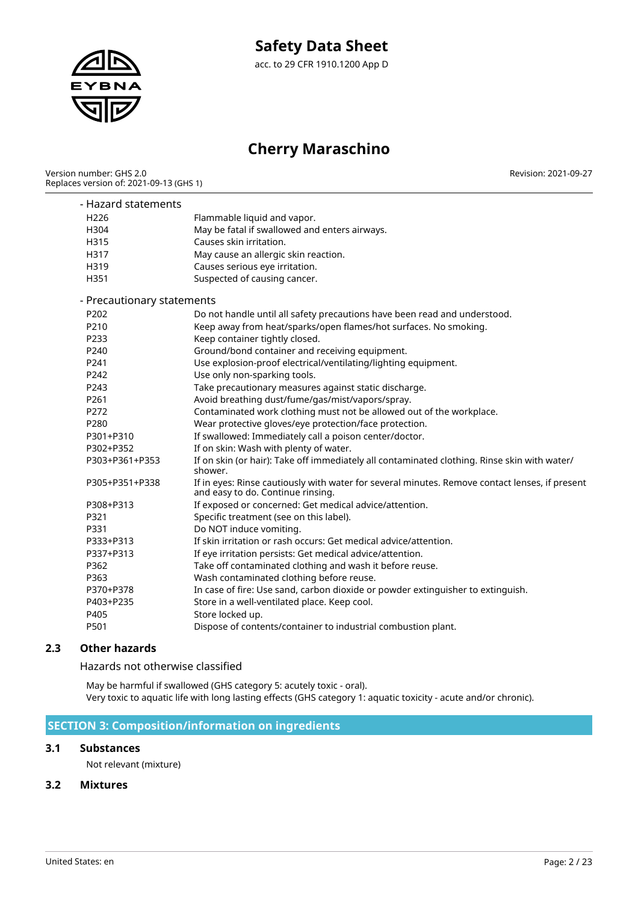- Hazard statements

| | |
|---|---|
| H226 | Flammable liquid and vapor. |
| H304 | May be fatal if swallowed and enters airways. |
| H315 | Causes skin irritation. |
| H317 | May cause an allergic skin reaction. |
| H319 | Causes serious eye irritation. |
| H351 | Suspected of causing cancer. |

- Precautionary statements

| | |
|---|---|
| P202 | Do not handle until all safety precautions have been read and understood. |
| P210 | Keep away from heat/sparks/open flames/hot surfaces. No smoking. |
| P233 | Keep container tightly closed. |
| P240 | Ground/bond container and receiving equipment. |
| P241 | Use explosion-proof electrical/ventilating/lighting equipment. |
| P242 | Use only non-sparking tools. |
| P243 | Take precautionary measures against static discharge. |
| P261 | Avoid breathing dust/fume/gas/mist/vapors/spray. |
| P272 | Contaminated work clothing must not be allowed out of the workplace. |
| P280 | Wear protective gloves/eye protection/face protection. |
| P301+P310 | If swallowed: Immediately call a poison center/doctor. |
| P302+P352 | If on skin: Wash with plenty of water. |
| P303+P361+P353 | If on skin (or hair): Take off immediately all contaminated clothing. Rinse skin with water/shower. |
| P305+P351+P338 | If in eyes: Rinse cautiously with water for several minutes. Remove contact lenses, if present and easy to do. Continue rinsing. |
| P308+P313 | If exposed or concerned: Get medical advice/attention. |
| P321 | Specific treatment (see on this label). |
| P331 | Do NOT induce vomiting. |
| P333+P313 | If skin irritation or rash occurs: Get medical advice/attention. |
| P337+P313 | If eye irritation persists: Get medical advice/attention. |
| P362 | Take off contaminated clothing and wash it before reuse. |
| P363 | Wash contaminated clothing before reuse. |
| P370+P378 | In case of fire: Use sand, carbon dioxide or powder extinguisher to extinguish. |
| P403+P235 | Store in a well-ventilated place. Keep cool. |
| P405 | Store locked up. |
| P501 | Dispose of contents/container to industrial combustion plant. |

### 2.3 Other hazards

Hazards not otherwise classified

May be harmful if swallowed (GHS category 5: acutely toxic - oral).
Very toxic to aquatic life with long lasting effects (GHS category 1: aquatic toxicity - acute and/or chronic).

## SECTION 3: Composition/information on ingredients

### 3.1 Substances

Not relevant (mixture)

### 3.2 Mixtures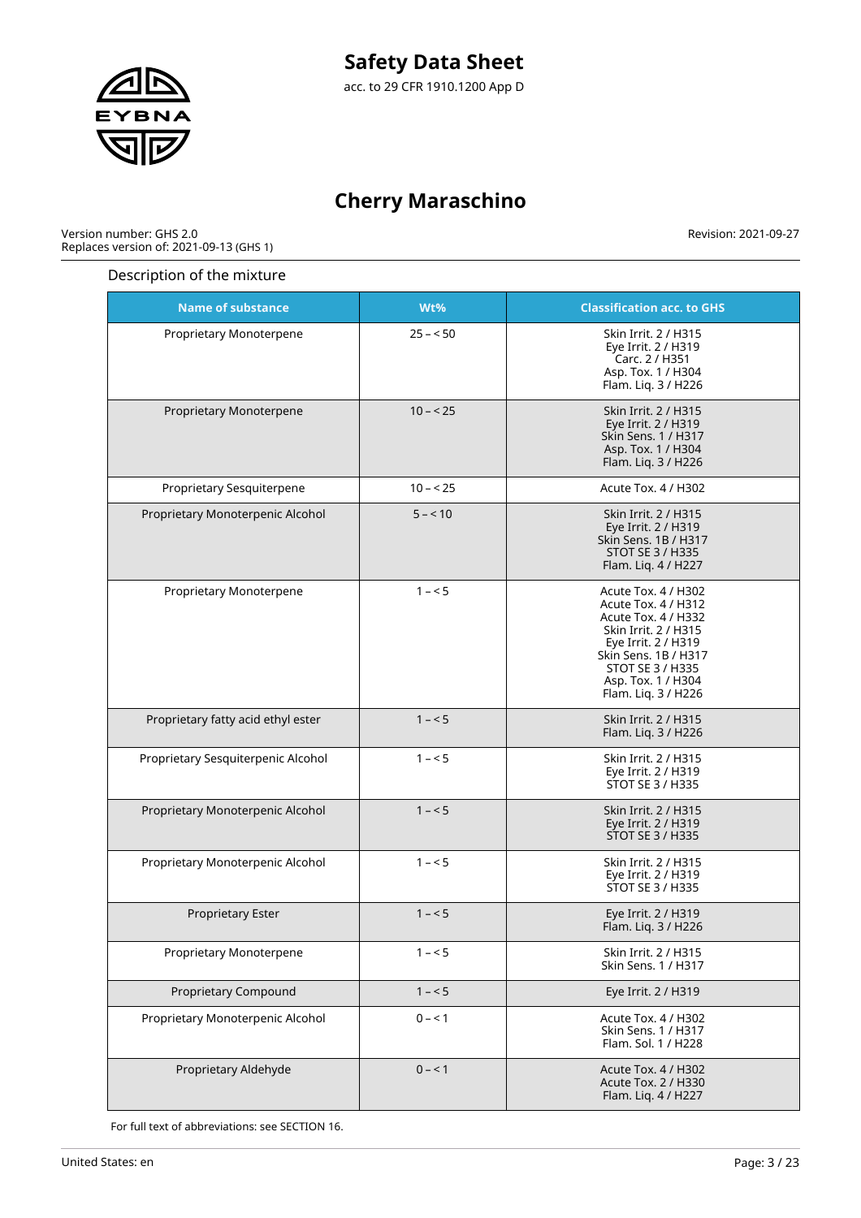Description of the mixture

| Name of substance | Wt% | Classification acc. to GHS |
|---|---|---|
| Proprietary Monoterpene | 25 – < 50 | Skin Irrit. 2 / H315<br>Eye Irrit. 2 / H319<br>Carc. 2 / H351<br>Asp. Tox. 1 / H304<br>Flam. Liq. 3 / H226 |
| Proprietary Monoterpene | 10 – < 25 | Skin Irrit. 2 / H315<br>Eye Irrit. 2 / H319<br>Skin Sens. 1 / H317<br>Asp. Tox. 1 / H304<br>Flam. Liq. 3 / H226 |
| Proprietary Sesquiterpene | 10 – < 25 | Acute Tox. 4 / H302 |
| Proprietary Monoterpenic Alcohol | 5 – < 10 | Skin Irrit. 2 / H315<br>Eye Irrit. 2 / H319<br>Skin Sens. 1B / H317<br>STOT SE 3 / H335<br>Flam. Liq. 4 / H227 |
| Proprietary Monoterpene | 1 – < 5 | Acute Tox. 4 / H302<br>Acute Tox. 4 / H312<br>Acute Tox. 4 / H332<br>Skin Irrit. 2 / H315<br>Eye Irrit. 2 / H319<br>Skin Sens. 1B / H317<br>STOT SE 3 / H335<br>Asp. Tox. 1 / H304<br>Flam. Liq. 3 / H226 |
| Proprietary fatty acid ethyl ester | 1 – < 5 | Skin Irrit. 2 / H315<br>Flam. Liq. 3 / H226 |
| Proprietary Sesquiterpenic Alcohol | 1 – < 5 | Skin Irrit. 2 / H315<br>Eye Irrit. 2 / H319<br>STOT SE 3 / H335 |
| Proprietary Monoterpenic Alcohol | 1 – < 5 | Skin Irrit. 2 / H315<br>Eye Irrit. 2 / H319<br>STOT SE 3 / H335 |
| Proprietary Monoterpenic Alcohol | 1 – < 5 | Skin Irrit. 2 / H315<br>Eye Irrit. 2 / H319<br>STOT SE 3 / H335 |
| Proprietary Ester | 1 – < 5 | Eye Irrit. 2 / H319<br>Flam. Liq. 3 / H226 |
| Proprietary Monoterpene | 1 – < 5 | Skin Irrit. 2 / H315<br>Skin Sens. 1 / H317 |
| Proprietary Compound | 1 – < 5 | Eye Irrit. 2 / H319 |
| Proprietary Monoterpenic Alcohol | 0 – < 1 | Acute Tox. 4 / H302<br>Skin Sens. 1 / H317<br>Flam. Sol. 1 / H228 |
| Proprietary Aldehyde | 0 – < 1 | Acute Tox. 4 / H302<br>Acute Tox. 2 / H330<br>Flam. Liq. 4 / H227 |

For full text of abbreviations: see SECTION 16.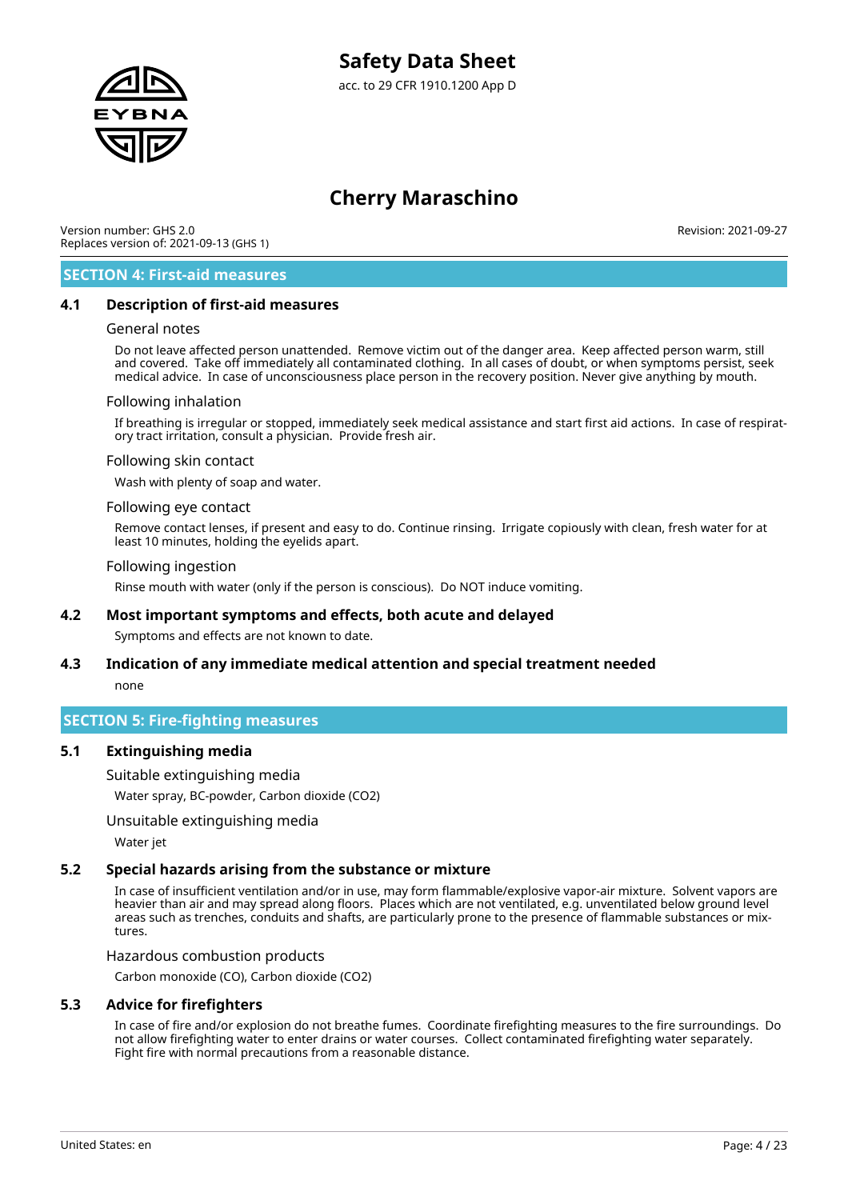## SECTION 4: First-aid measures

### 4.1 Description of first-aid measures

#### General notes

Do not leave affected person unattended. Remove victim out of the danger area. Keep affected person warm, still and covered. Take off immediately all contaminated clothing. In all cases of doubt, or when symptoms persist, seek medical advice. In case of unconsciousness place person in the recovery position. Never give anything by mouth.

#### Following inhalation

If breathing is irregular or stopped, immediately seek medical assistance and start first aid actions. In case of respiratory tract irritation, consult a physician. Provide fresh air.

#### Following skin contact

Wash with plenty of soap and water.

#### Following eye contact

Remove contact lenses, if present and easy to do. Continue rinsing. Irrigate copiously with clean, fresh water for at least 10 minutes, holding the eyelids apart.

#### Following ingestion

Rinse mouth with water (only if the person is conscious). Do NOT induce vomiting.

### 4.2 Most important symptoms and effects, both acute and delayed

Symptoms and effects are not known to date.

### 4.3 Indication of any immediate medical attention and special treatment needed

none

## SECTION 5: Fire-fighting measures

### 5.1 Extinguishing media

#### Suitable extinguishing media

Water spray, BC-powder, Carbon dioxide ($CO_2$)

#### Unsuitable extinguishing media

Water jet

### 5.2 Special hazards arising from the substance or mixture

In case of insufficient ventilation and/or in use, may form flammable/explosive vapor-air mixture. Solvent vapors are heavier than air and may spread along floors. Places which are not ventilated, e.g. unventilated below ground level areas such as trenches, conduits and shafts, are particularly prone to the presence of flammable substances or mixtures.

#### Hazardous combustion products

Carbon monoxide (CO), Carbon dioxide ($CO_2$)

### 5.3 Advice for firefighters

In case of fire and/or explosion do not breathe fumes. Coordinate firefighting measures to the fire surroundings. Do not allow firefighting water to enter drains or water courses. Collect contaminated firefighting water separately. Fight fire with normal precautions from a reasonable distance.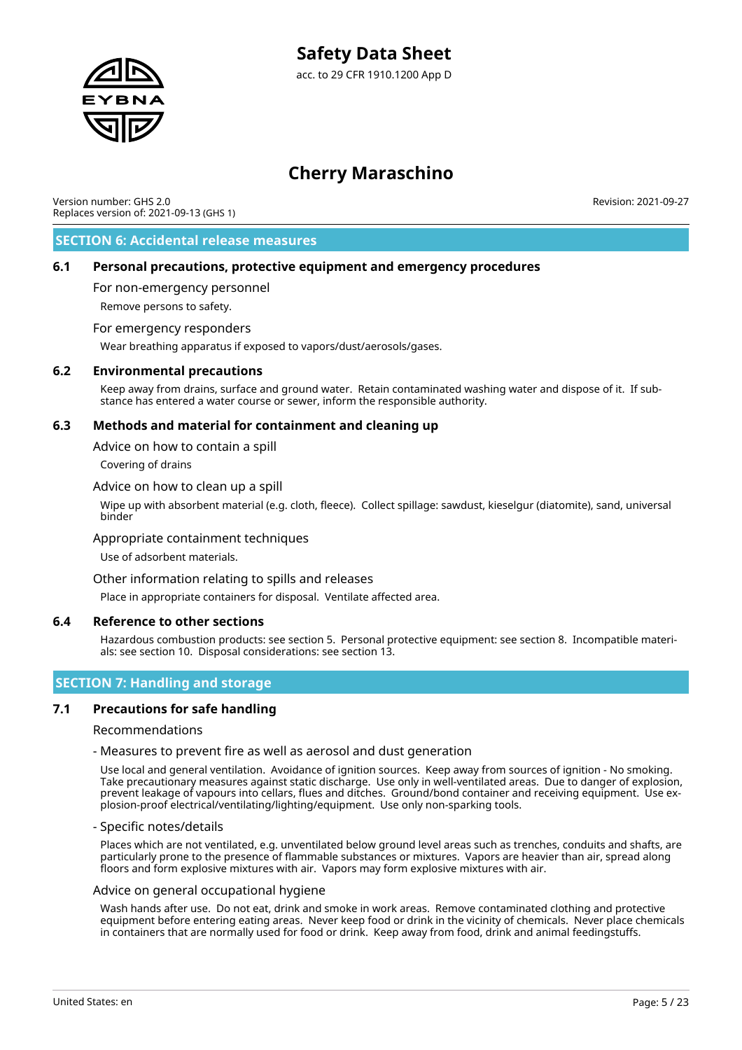## SECTION 6: Accidental release measures

### 6.1 Personal precautions, protective equipment and emergency procedures

For non-emergency personnel

Remove persons to safety.

For emergency responders

Wear breathing apparatus if exposed to vapors/dust/aerosols/gases.

### 6.2 Environmental precautions

Keep away from drains, surface and ground water. Retain contaminated washing water and dispose of it. If substance has entered a water course or sewer, inform the responsible authority.

### 6.3 Methods and material for containment and cleaning up

Advice on how to contain a spill

Covering of drains

Advice on how to clean up a spill

Wipe up with absorbent material (e.g. cloth, fleece). Collect spillage: sawdust, kieselgur (diatomite), sand, universal binder

Appropriate containment techniques

Use of adsorbent materials.

Other information relating to spills and releases

Place in appropriate containers for disposal. Ventilate affected area.

### 6.4 Reference to other sections

Hazardous combustion products: see section 5. Personal protective equipment: see section 8. Incompatible materials: see section 10. Disposal considerations: see section 13.

## SECTION 7: Handling and storage

### 7.1 Precautions for safe handling

Recommendations

- Measures to prevent fire as well as aerosol and dust generation

Use local and general ventilation. Avoidance of ignition sources. Keep away from sources of ignition - No smoking. Take precautionary measures against static discharge. Use only in well-ventilated areas. Due to danger of explosion, prevent leakage of vapours into cellars, flues and ditches. Ground/bond container and receiving equipment. Use explosion-proof electrical/ventilating/lighting/equipment. Use only non-sparking tools.

- Specific notes/details

Places which are not ventilated, e.g. unventilated below ground level areas such as trenches, conduits and shafts, are particularly prone to the presence of flammable substances or mixtures. Vapors are heavier than air, spread along floors and form explosive mixtures with air. Vapors may form explosive mixtures with air.

Advice on general occupational hygiene

Wash hands after use. Do not eat, drink and smoke in work areas. Remove contaminated clothing and protective equipment before entering eating areas. Never keep food or drink in the vicinity of chemicals. Never place chemicals in containers that are normally used for food or drink. Keep away from food, drink and animal feedingstuffs.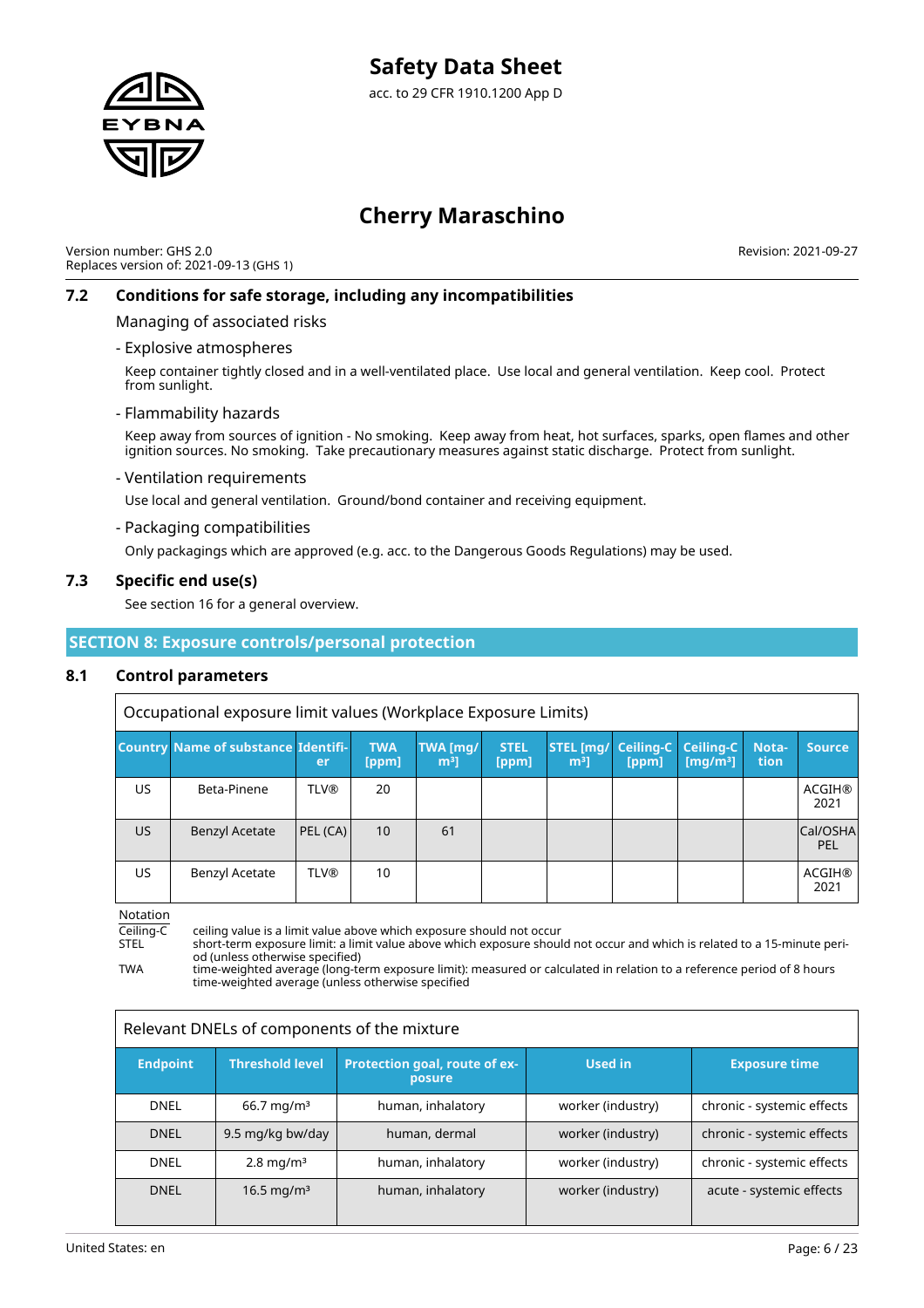### 7.2 Conditions for safe storage, including any incompatibilities

Managing of associated risks

- Explosive atmospheres

Keep container tightly closed and in a well-ventilated place. Use local and general ventilation. Keep cool. Protect from sunlight.

- Flammability hazards

Keep away from sources of ignition - No smoking. Keep away from heat, hot surfaces, sparks, open flames and other ignition sources. No smoking. Take precautionary measures against static discharge. Protect from sunlight.

- Ventilation requirements

Use local and general ventilation. Ground/bond container and receiving equipment.

- Packaging compatibilities

Only packagings which are approved (e.g. acc. to the Dangerous Goods Regulations) may be used.

### 7.3 Specific end use(s)

See section 16 for a general overview.

## SECTION 8: Exposure controls/personal protection

### 8.1 Control parameters

Occupational exposure limit values (Workplace Exposure Limits)

| Country | Name of substance | Identifier | TWA [ppm] | TWA [mg/m³] | STEL [ppm] | STEL [mg/m³] | Ceiling-C [ppm] | Ceiling-C [mg/m³] | Notation | Source |
|---|---|---|---|---|---|---|---|---|---|---|
| US | Beta-Pinene | TLV® | 20 | | | | | | | ACGIH® 2021 |
| US | Benzyl Acetate | PEL (CA) | 10 | 61 | | | | | | Cal/OSHA PEL |
| US | Benzyl Acetate | TLV® | 10 | | | | | | | ACGIH® 2021 |

Notation

Ceiling-C: ceiling value is a limit value above which exposure should not occur

STEL: short-term exposure limit: a limit value above which exposure should not occur and which is related to a 15-minute period (unless otherwise specified)

TWA: time-weighted average (long-term exposure limit): measured or calculated in relation to a reference period of 8 hours time-weighted average (unless otherwise specified

Relevant DNELs of components of the mixture

| Endpoint | Threshold level | Protection goal, route of exposure | Used in | Exposure time |
|---|---|---|---|---|
| DNEL | 66.7 mg/m³ | human, inhalatory | worker (industry) | chronic - systemic effects |
| DNEL | 9.5 mg/kg bw/day | human, dermal | worker (industry) | chronic - systemic effects |
| DNEL | 2.8 mg/m³ | human, inhalatory | worker (industry) | chronic - systemic effects |
| DNEL | 16.5 mg/m³ | human, inhalatory | worker (industry) | acute - systemic effects |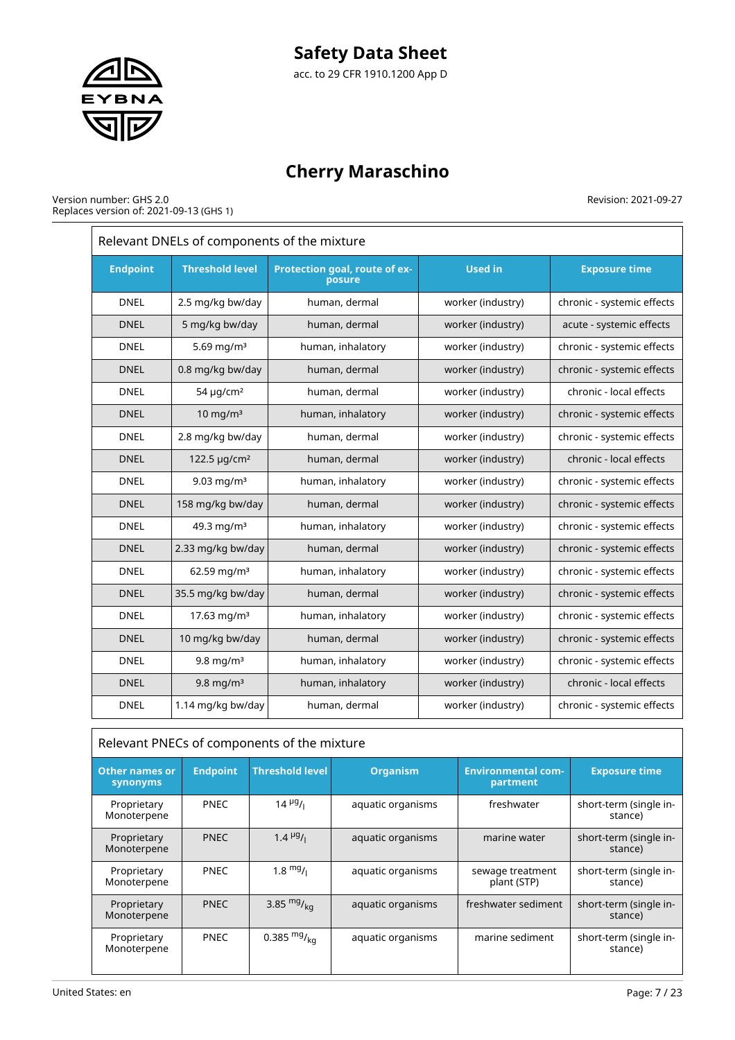| Relevant DNELs of components of the mixture | | | | |
|---|---|---|---|---|
| **Endpoint** | **Threshold level** | **Protection goal, route of exposure** | **Used in** | **Exposure time** |
| DNEL | 2.5 mg/kg bw/day | human, dermal | worker (industry) | chronic - systemic effects |
| DNEL | 5 mg/kg bw/day | human, dermal | worker (industry) | acute - systemic effects |
| DNEL | 5.69 mg/m³ | human, inhalatory | worker (industry) | chronic - systemic effects |
| DNEL | 0.8 mg/kg bw/day | human, dermal | worker (industry) | chronic - systemic effects |
| DNEL | 54 µg/cm² | human, dermal | worker (industry) | chronic - local effects |
| DNEL | 10 mg/m³ | human, inhalatory | worker (industry) | chronic - systemic effects |
| DNEL | 2.8 mg/kg bw/day | human, dermal | worker (industry) | chronic - systemic effects |
| DNEL | 122.5 µg/cm² | human, dermal | worker (industry) | chronic - local effects |
| DNEL | 9.03 mg/m³ | human, inhalatory | worker (industry) | chronic - systemic effects |
| DNEL | 158 mg/kg bw/day | human, dermal | worker (industry) | chronic - systemic effects |
| DNEL | 49.3 mg/m³ | human, inhalatory | worker (industry) | chronic - systemic effects |
| DNEL | 2.33 mg/kg bw/day | human, dermal | worker (industry) | chronic - systemic effects |
| DNEL | 62.59 mg/m³ | human, inhalatory | worker (industry) | chronic - systemic effects |
| DNEL | 35.5 mg/kg bw/day | human, dermal | worker (industry) | chronic - systemic effects |
| DNEL | 17.63 mg/m³ | human, inhalatory | worker (industry) | chronic - systemic effects |
| DNEL | 10 mg/kg bw/day | human, dermal | worker (industry) | chronic - systemic effects |
| DNEL | 9.8 mg/m³ | human, inhalatory | worker (industry) | chronic - systemic effects |
| DNEL | 9.8 mg/m³ | human, inhalatory | worker (industry) | chronic - local effects |
| DNEL | 1.14 mg/kg bw/day | human, dermal | worker (industry) | chronic - systemic effects |

| Relevant PNECs of components of the mixture | | | | | |
|---|---|---|---|---|---|
| **Other names or synonyms** | **Endpoint** | **Threshold level** | **Organism** | **Environmental compartment** | **Exposure time** |
| Proprietary Monoterpene | PNEC | 14 µg/l | aquatic organisms | freshwater | short-term (single instance) |
| Proprietary Monoterpene | PNEC | 1.4 µg/l | aquatic organisms | marine water | short-term (single instance) |
| Proprietary Monoterpene | PNEC | 1.8 mg/l | aquatic organisms | sewage treatment plant (STP) | short-term (single instance) |
| Proprietary Monoterpene | PNEC | 3.85 mg/kg | aquatic organisms | freshwater sediment | short-term (single instance) |
| Proprietary Monoterpene | PNEC | 0.385 mg/kg | aquatic organisms | marine sediment | short-term (single instance) |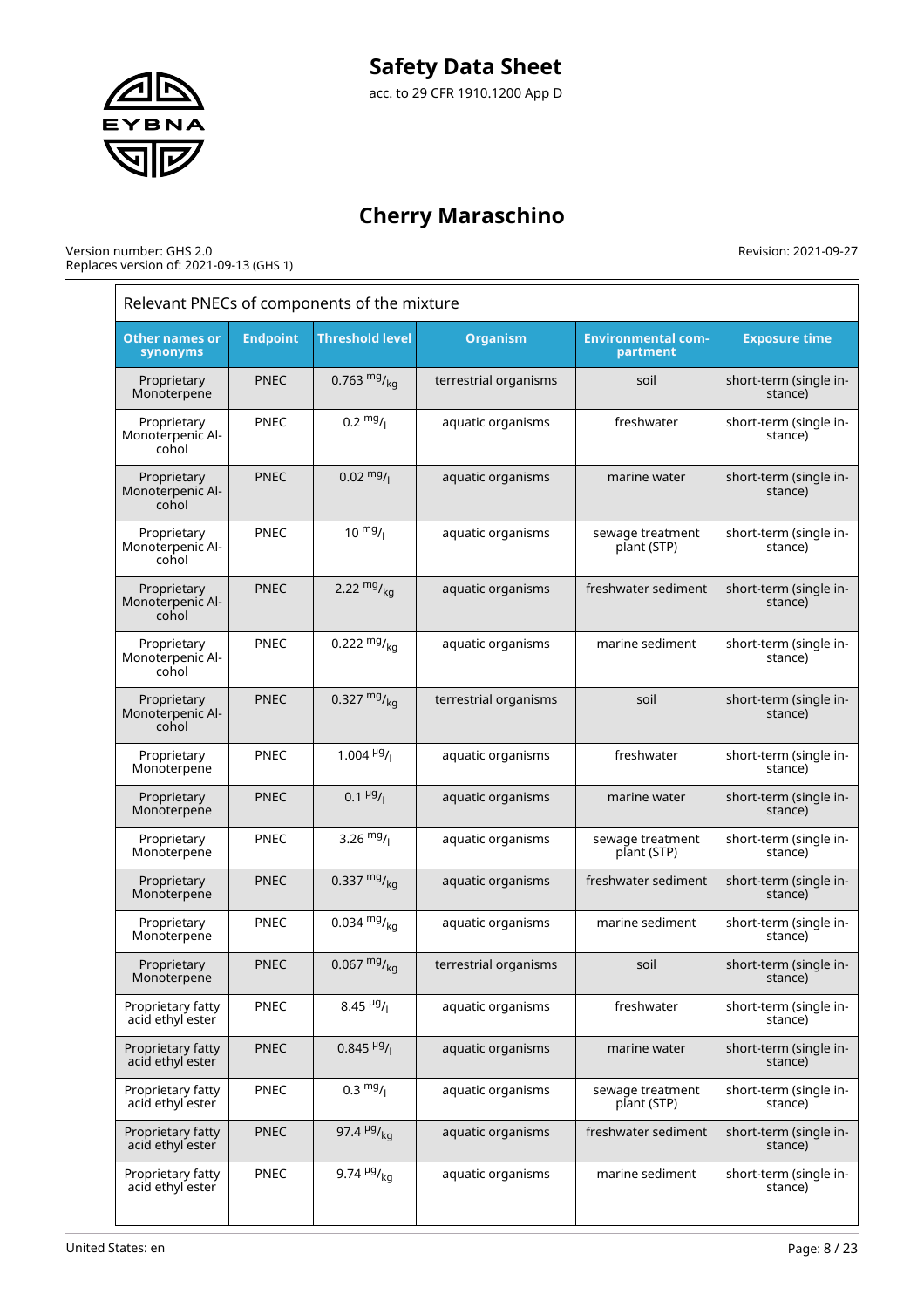| Relevant PNECs of components of the mixture | | | | | |
|---|---|---|---|---|---|
| **Other names or synonyms** | **Endpoint** | **Threshold level** | **Organism** | **Environmental compartment** | **Exposure time** |
| Proprietary Monoterpene | PNEC | 0.763 $^{mg}/_{kg}$ | terrestrial organisms | soil | short-term (single instance) |
| Proprietary Monoterpenic Alcohol | PNEC | 0.2 $^{mg}/_{l}$ | aquatic organisms | freshwater | short-term (single instance) |
| Proprietary Monoterpenic Alcohol | PNEC | 0.02 $^{mg}/_{l}$ | aquatic organisms | marine water | short-term (single instance) |
| Proprietary Monoterpenic Alcohol | PNEC | 10 $^{mg}/_{l}$ | aquatic organisms | sewage treatment plant (STP) | short-term (single instance) |
| Proprietary Monoterpenic Alcohol | PNEC | 2.22 $^{mg}/_{kg}$ | aquatic organisms | freshwater sediment | short-term (single instance) |
| Proprietary Monoterpenic Alcohol | PNEC | 0.222 $^{mg}/_{kg}$ | aquatic organisms | marine sediment | short-term (single instance) |
| Proprietary Monoterpenic Alcohol | PNEC | 0.327 $^{mg}/_{kg}$ | terrestrial organisms | soil | short-term (single instance) |
| Proprietary Monoterpene | PNEC | 1.004 $^{µg}/_{l}$ | aquatic organisms | freshwater | short-term (single instance) |
| Proprietary Monoterpene | PNEC | 0.1 $^{µg}/_{l}$ | aquatic organisms | marine water | short-term (single instance) |
| Proprietary Monoterpene | PNEC | 3.26 $^{mg}/_{l}$ | aquatic organisms | sewage treatment plant (STP) | short-term (single instance) |
| Proprietary Monoterpene | PNEC | 0.337 $^{mg}/_{kg}$ | aquatic organisms | freshwater sediment | short-term (single instance) |
| Proprietary Monoterpene | PNEC | 0.034 $^{mg}/_{kg}$ | aquatic organisms | marine sediment | short-term (single instance) |
| Proprietary Monoterpene | PNEC | 0.067 $^{mg}/_{kg}$ | terrestrial organisms | soil | short-term (single instance) |
| Proprietary fatty acid ethyl ester | PNEC | 8.45 $^{µg}/_{l}$ | aquatic organisms | freshwater | short-term (single instance) |
| Proprietary fatty acid ethyl ester | PNEC | 0.845 $^{µg}/_{l}$ | aquatic organisms | marine water | short-term (single instance) |
| Proprietary fatty acid ethyl ester | PNEC | 0.3 $^{mg}/_{l}$ | aquatic organisms | sewage treatment plant (STP) | short-term (single instance) |
| Proprietary fatty acid ethyl ester | PNEC | 97.4 $^{µg}/_{kg}$ | aquatic organisms | freshwater sediment | short-term (single instance) |
| Proprietary fatty acid ethyl ester | PNEC | 9.74 $^{µg}/_{kg}$ | aquatic organisms | marine sediment | short-term (single instance) |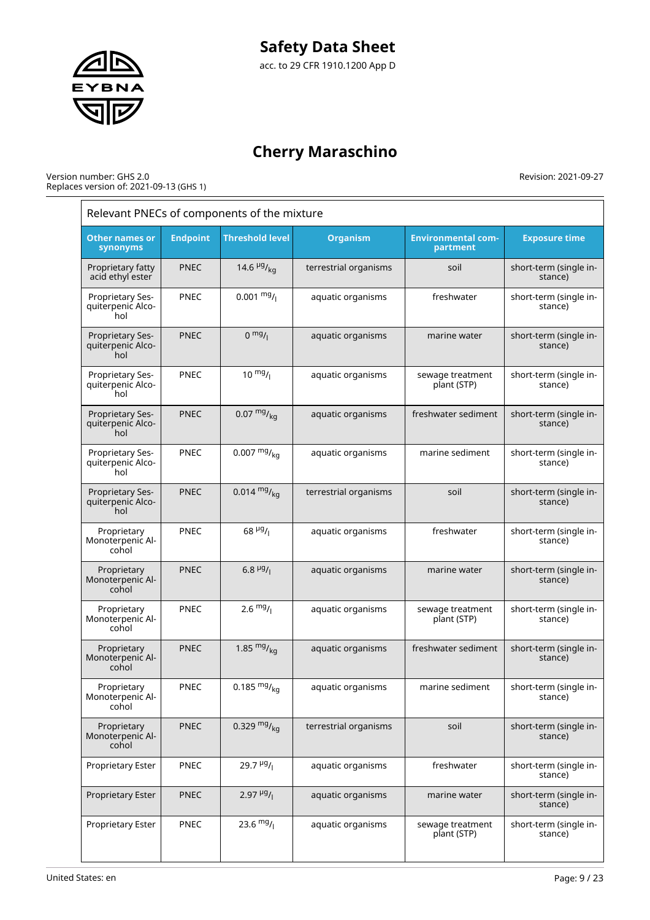# Safety Data Sheet

acc. to 29 CFR 1910.1200 App D

# Cherry Maraschino

Version number: GHS 2.0
Replaces version of: 2021-09-13 (GHS 1)

Revision: 2021-09-27

| Relevant PNECs of components of the mixture | | | | | |
|---|---|---|---|---|---|
| **Other names or synonyms** | **Endpoint** | **Threshold level** | **Organism** | **Environmental compartment** | **Exposure time** |
| Proprietary fatty acid ethyl ester | PNEC | 14.6 $^{µg}/_{kg}$ | terrestrial organisms | soil | short-term (single instance) |
| Proprietary Sesquiterpenic Alcohol | PNEC | 0.001 $^{mg}/_{l}$ | aquatic organisms | freshwater | short-term (single instance) |
| Proprietary Sesquiterpenic Alcohol | PNEC | 0 $^{mg}/_{l}$ | aquatic organisms | marine water | short-term (single instance) |
| Proprietary Sesquiterpenic Alcohol | PNEC | 10 $^{mg}/_{l}$ | aquatic organisms | sewage treatment plant (STP) | short-term (single instance) |
| Proprietary Sesquiterpenic Alcohol | PNEC | 0.07 $^{mg}/_{kg}$ | aquatic organisms | freshwater sediment | short-term (single instance) |
| Proprietary Sesquiterpenic Alcohol | PNEC | 0.007 $^{mg}/_{kg}$ | aquatic organisms | marine sediment | short-term (single instance) |
| Proprietary Sesquiterpenic Alcohol | PNEC | 0.014 $^{mg}/_{kg}$ | terrestrial organisms | soil | short-term (single instance) |
| Proprietary Monoterpenic Alcohol | PNEC | 68 $^{µg}/_{l}$ | aquatic organisms | freshwater | short-term (single instance) |
| Proprietary Monoterpenic Alcohol | PNEC | 6.8 $^{µg}/_{l}$ | aquatic organisms | marine water | short-term (single instance) |
| Proprietary Monoterpenic Alcohol | PNEC | 2.6 $^{mg}/_{l}$ | aquatic organisms | sewage treatment plant (STP) | short-term (single instance) |
| Proprietary Monoterpenic Alcohol | PNEC | 1.85 $^{mg}/_{kg}$ | aquatic organisms | freshwater sediment | short-term (single instance) |
| Proprietary Monoterpenic Alcohol | PNEC | 0.185 $^{mg}/_{kg}$ | aquatic organisms | marine sediment | short-term (single instance) |
| Proprietary Monoterpenic Alcohol | PNEC | 0.329 $^{mg}/_{kg}$ | terrestrial organisms | soil | short-term (single instance) |
| Proprietary Ester | PNEC | 29.7 $^{µg}/_{l}$ | aquatic organisms | freshwater | short-term (single instance) |
| Proprietary Ester | PNEC | 2.97 $^{µg}/_{l}$ | aquatic organisms | marine water | short-term (single instance) |
| Proprietary Ester | PNEC | 23.6 $^{mg}/_{l}$ | aquatic organisms | sewage treatment plant (STP) | short-term (single instance) |

United States: en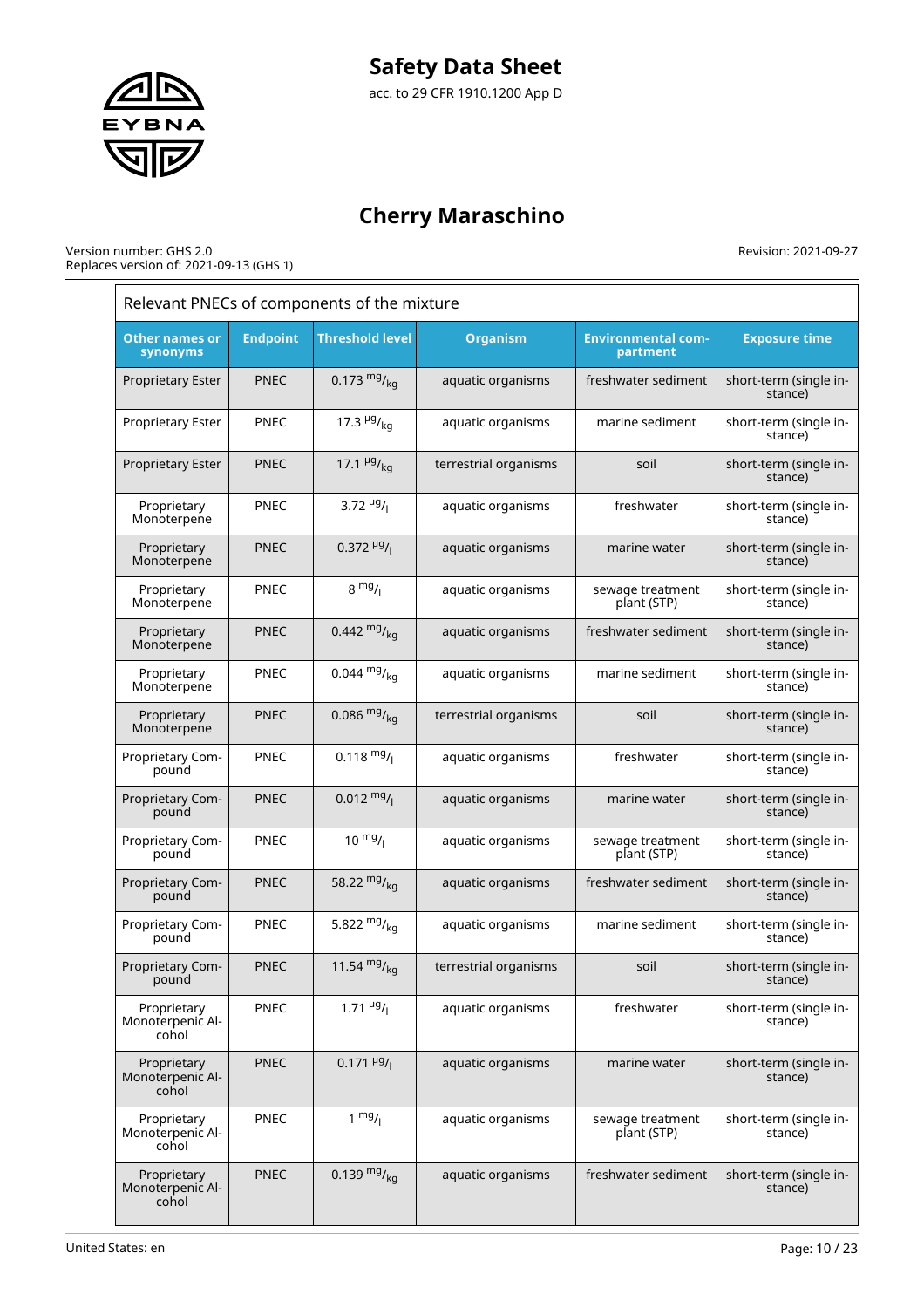# Safety Data Sheet

acc. to 29 CFR 1910.1200 App D

# Cherry Maraschino

Version number: GHS 2.0
Replaces version of: 2021-09-13 (GHS 1)

Revision: 2021-09-27

| Relevant PNECs of components of the mixture | | | | | |
|---|---|---|---|---|---|
| **Other names or synonyms** | **Endpoint** | **Threshold level** | **Organism** | **Environmental compartment** | **Exposure time** |
| Proprietary Ester | PNEC | 0.173 $^{mg}/_{kg}$ | aquatic organisms | freshwater sediment | short-term (single instance) |
| Proprietary Ester | PNEC | 17.3 $^{µg}/_{kg}$ | aquatic organisms | marine sediment | short-term (single instance) |
| Proprietary Ester | PNEC | 17.1 $^{µg}/_{kg}$ | terrestrial organisms | soil | short-term (single instance) |
| Proprietary Monoterpene | PNEC | 3.72 $^{µg}/_{l}$ | aquatic organisms | freshwater | short-term (single instance) |
| Proprietary Monoterpene | PNEC | 0.372 $^{µg}/_{l}$ | aquatic organisms | marine water | short-term (single instance) |
| Proprietary Monoterpene | PNEC | 8 $^{mg}/_{l}$ | aquatic organisms | sewage treatment plant (STP) | short-term (single instance) |
| Proprietary Monoterpene | PNEC | 0.442 $^{mg}/_{kg}$ | aquatic organisms | freshwater sediment | short-term (single instance) |
| Proprietary Monoterpene | PNEC | 0.044 $^{mg}/_{kg}$ | aquatic organisms | marine sediment | short-term (single instance) |
| Proprietary Monoterpene | PNEC | 0.086 $^{mg}/_{kg}$ | terrestrial organisms | soil | short-term (single instance) |
| Proprietary Compound | PNEC | 0.118 $^{mg}/_{l}$ | aquatic organisms | freshwater | short-term (single instance) |
| Proprietary Compound | PNEC | 0.012 $^{mg}/_{l}$ | aquatic organisms | marine water | short-term (single instance) |
| Proprietary Compound | PNEC | 10 $^{mg}/_{l}$ | aquatic organisms | sewage treatment plant (STP) | short-term (single instance) |
| Proprietary Compound | PNEC | 58.22 $^{mg}/_{kg}$ | aquatic organisms | freshwater sediment | short-term (single instance) |
| Proprietary Compound | PNEC | 5.822 $^{mg}/_{kg}$ | aquatic organisms | marine sediment | short-term (single instance) |
| Proprietary Compound | PNEC | 11.54 $^{mg}/_{kg}$ | terrestrial organisms | soil | short-term (single instance) |
| Proprietary Monoterpenic Alcohol | PNEC | 1.71 $^{µg}/_{l}$ | aquatic organisms | freshwater | short-term (single instance) |
| Proprietary Monoterpenic Alcohol | PNEC | 0.171 $^{µg}/_{l}$ | aquatic organisms | marine water | short-term (single instance) |
| Proprietary Monoterpenic Alcohol | PNEC | 1 $^{mg}/_{l}$ | aquatic organisms | sewage treatment plant (STP) | short-term (single instance) |
| Proprietary Monoterpenic Alcohol | PNEC | 0.139 $^{mg}/_{kg}$ | aquatic organisms | freshwater sediment | short-term (single instance) |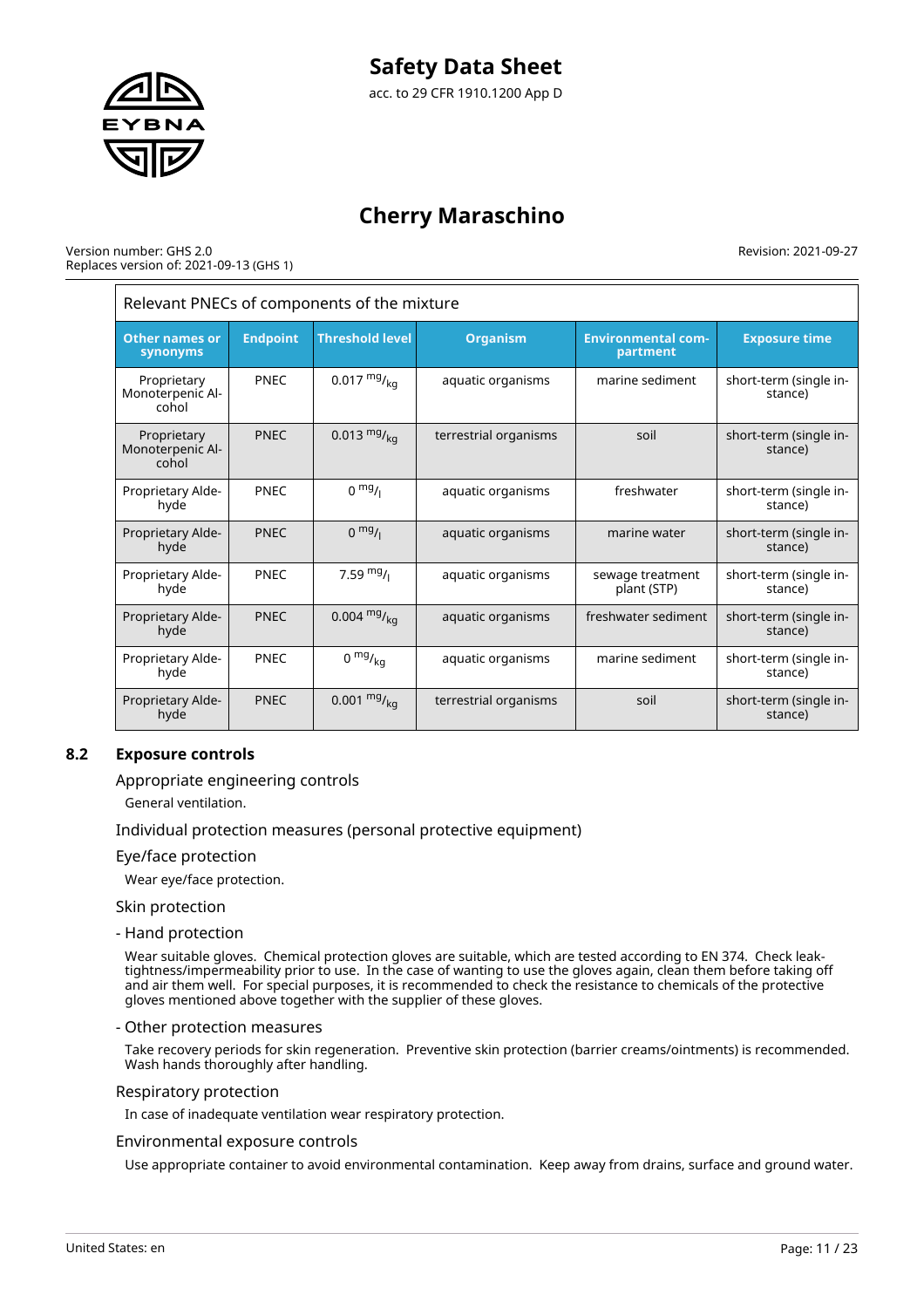| Relevant PNECs of components of the mixture | | | | | |
|---|---|---|---|---|---|
| **Other names or synonyms** | **Endpoint** | **Threshold level** | **Organism** | **Environmental compartment** | **Exposure time** |
| Proprietary Monoterpenic Alcohol | PNEC | 0.017 $^{mg}/_{kg}$ | aquatic organisms | marine sediment | short-term (single instance) |
| Proprietary Monoterpenic Alcohol | PNEC | 0.013 $^{mg}/_{kg}$ | terrestrial organisms | soil | short-term (single instance) |
| Proprietary Aldehyde | PNEC | 0 $^{mg}/_{l}$ | aquatic organisms | freshwater | short-term (single instance) |
| Proprietary Aldehyde | PNEC | 0 $^{mg}/_{l}$ | aquatic organisms | marine water | short-term (single instance) |
| Proprietary Aldehyde | PNEC | 7.59 $^{mg}/_{l}$ | aquatic organisms | sewage treatment plant (STP) | short-term (single instance) |
| Proprietary Aldehyde | PNEC | 0.004 $^{mg}/_{kg}$ | aquatic organisms | freshwater sediment | short-term (single instance) |
| Proprietary Aldehyde | PNEC | 0 $^{mg}/_{kg}$ | aquatic organisms | marine sediment | short-term (single instance) |
| Proprietary Aldehyde | PNEC | 0.001 $^{mg}/_{kg}$ | terrestrial organisms | soil | short-term (single instance) |

## 8.2 Exposure controls

### Appropriate engineering controls

General ventilation.

### Individual protection measures (personal protective equipment)

### Eye/face protection

Wear eye/face protection.

### Skin protection

#### - Hand protection

Wear suitable gloves. Chemical protection gloves are suitable, which are tested according to EN 374. Check leak-tightness/impermeability prior to use. In the case of wanting to use the gloves again, clean them before taking off and air them well. For special purposes, it is recommended to check the resistance to chemicals of the protective gloves mentioned above together with the supplier of these gloves.

#### - Other protection measures

Take recovery periods for skin regeneration. Preventive skin protection (barrier creams/ointments) is recommended. Wash hands thoroughly after handling.

### Respiratory protection

In case of inadequate ventilation wear respiratory protection.

### Environmental exposure controls

Use appropriate container to avoid environmental contamination. Keep away from drains, surface and ground water.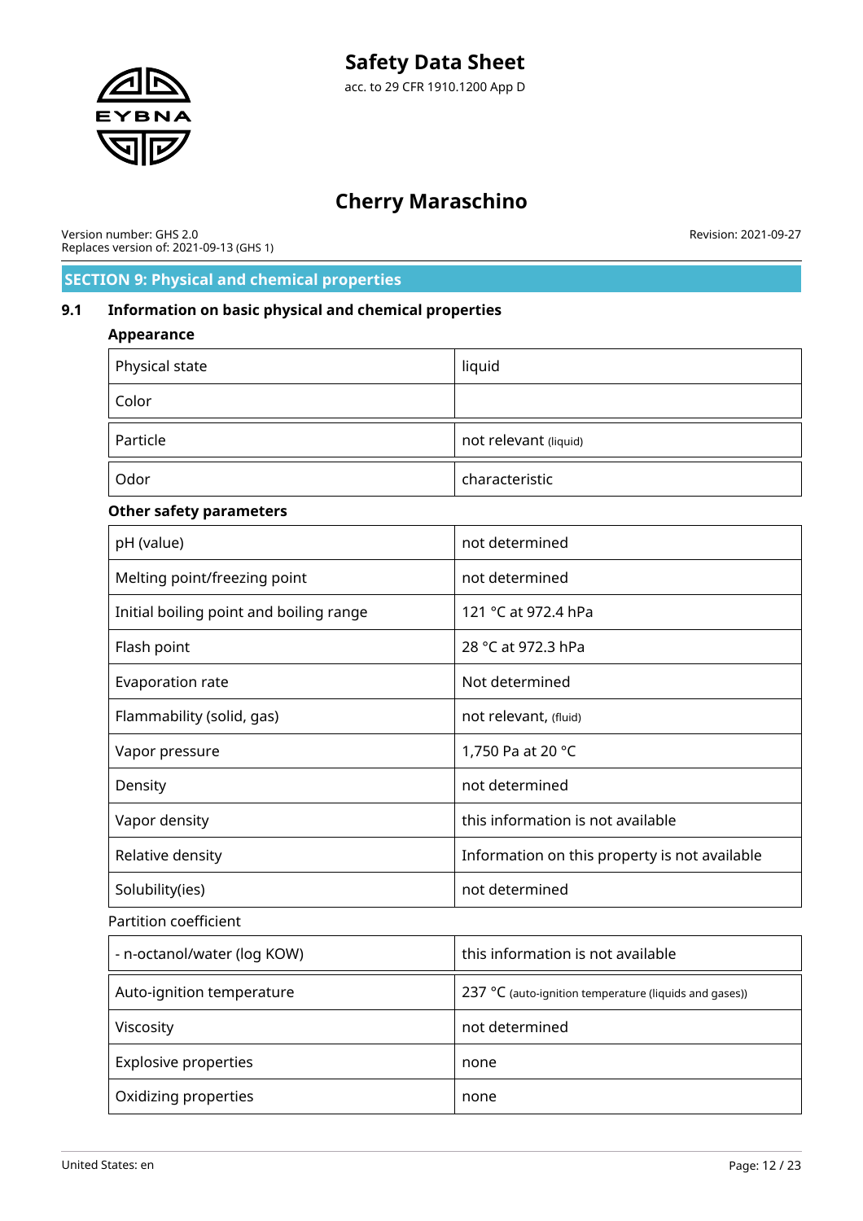## SECTION 9: Physical and chemical properties

### 9.1 Information on basic physical and chemical properties

**Appearance**

| | |
|---|---|
| Physical state | liquid |
| Color | |
| Particle | not relevant (liquid) |
| Odor | characteristic |

**Other safety parameters**

| | |
|---|---|
| pH (value) | not determined |
| Melting point/freezing point | not determined |
| Initial boiling point and boiling range | 121 °C at 972.4 hPa |
| Flash point | 28 °C at 972.3 hPa |
| Evaporation rate | Not determined |
| Flammability (solid, gas) | not relevant, (fluid) |
| Vapor pressure | 1,750 Pa at 20 °C |
| Density | not determined |
| Vapor density | this information is not available |
| Relative density | Information on this property is not available |
| Solubility(ies) | not determined |

Partition coefficient

| | |
|---|---|
| - n-octanol/water (log KOW) | this information is not available |
| Auto-ignition temperature | 237 °C (auto-ignition temperature (liquids and gases)) |
| Viscosity | not determined |
| Explosive properties | none |
| Oxidizing properties | none |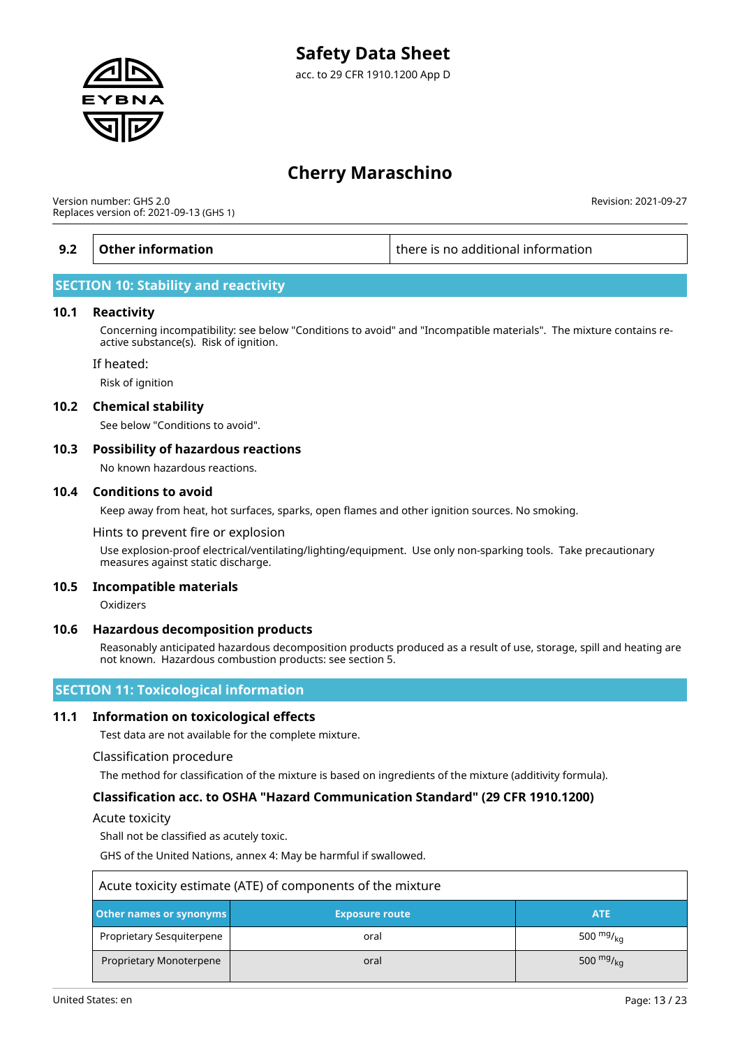| 9.2 | Other information | there is no additional information |
|---|---|---|

## SECTION 10: Stability and reactivity

### 10.1 Reactivity

Concerning incompatibility: see below "Conditions to avoid" and "Incompatible materials". The mixture contains reactive substance(s). Risk of ignition.

If heated:

Risk of ignition

### 10.2 Chemical stability

See below "Conditions to avoid".

### 10.3 Possibility of hazardous reactions

No known hazardous reactions.

### 10.4 Conditions to avoid

Keep away from heat, hot surfaces, sparks, open flames and other ignition sources. No smoking.

Hints to prevent fire or explosion

Use explosion-proof electrical/ventilating/lighting/equipment. Use only non-sparking tools. Take precautionary measures against static discharge.

### 10.5 Incompatible materials

Oxidizers

### 10.6 Hazardous decomposition products

Reasonably anticipated hazardous decomposition products produced as a result of use, storage, spill and heating are not known. Hazardous combustion products: see section 5.

## SECTION 11: Toxicological information

### 11.1 Information on toxicological effects

Test data are not available for the complete mixture.

Classification procedure

The method for classification of the mixture is based on ingredients of the mixture (additivity formula).

**Classification acc. to OSHA "Hazard Communication Standard" (29 CFR 1910.1200)**

Acute toxicity

Shall not be classified as acutely toxic.

GHS of the United Nations, annex 4: May be harmful if swallowed.

Acute toxicity estimate (ATE) of components of the mixture

| Other names or synonyms | Exposure route | ATE |
|---|---|---|
| Proprietary Sesquiterpene | oral | 500 $^{mg}/_{kg}$ |
| Proprietary Monoterpene | oral | 500 $^{mg}/_{kg}$ |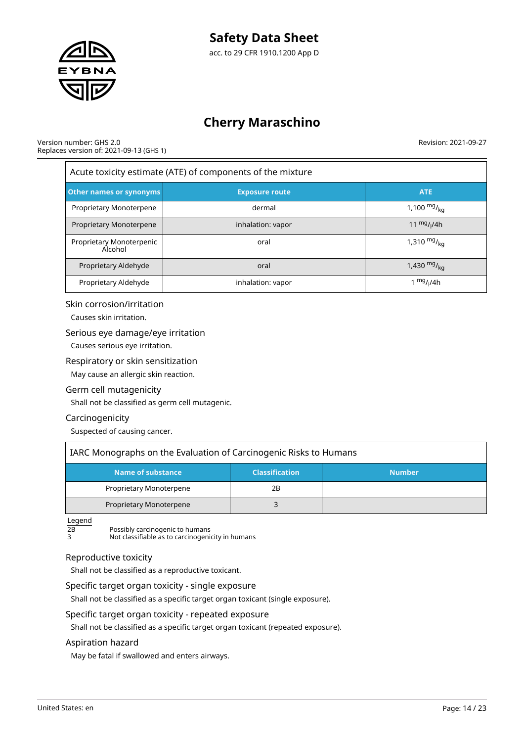| Acute toxicity estimate (ATE) of components of the mixture | | |
|---|---|---|
| **Other names or synonyms** | **Exposure route** | **ATE** |
| Proprietary Monoterpene | dermal | 1,100 $^{mg}/_{kg}$ |
| Proprietary Monoterpene | inhalation: vapor | 11 $^{mg}/_{l}$/4h |
| Proprietary Monoterpenic Alcohol | oral | 1,310 $^{mg}/_{kg}$ |
| Proprietary Aldehyde | oral | 1,430 $^{mg}/_{kg}$ |
| Proprietary Aldehyde | inhalation: vapor | 1 $^{mg}/_{l}$/4h |

### Skin corrosion/irritation

Causes skin irritation.

### Serious eye damage/eye irritation

Causes serious eye irritation.

### Respiratory or skin sensitization

May cause an allergic skin reaction.

### Germ cell mutagenicity

Shall not be classified as germ cell mutagenic.

### Carcinogenicity

Suspected of causing cancer.

| IARC Monographs on the Evaluation of Carcinogenic Risks to Humans | | |
|---|---|---|
| **Name of substance** | **Classification** | **Number** |
| Proprietary Monoterpene | 2B | |
| Proprietary Monoterpene | 3 | |

Legend

2B Possibly carcinogenic to humans
3 Not classifiable as to carcinogenicity in humans

### Reproductive toxicity

Shall not be classified as a reproductive toxicant.

### Specific target organ toxicity - single exposure

Shall not be classified as a specific target organ toxicant (single exposure).

### Specific target organ toxicity - repeated exposure

Shall not be classified as a specific target organ toxicant (repeated exposure).

### Aspiration hazard

May be fatal if swallowed and enters airways.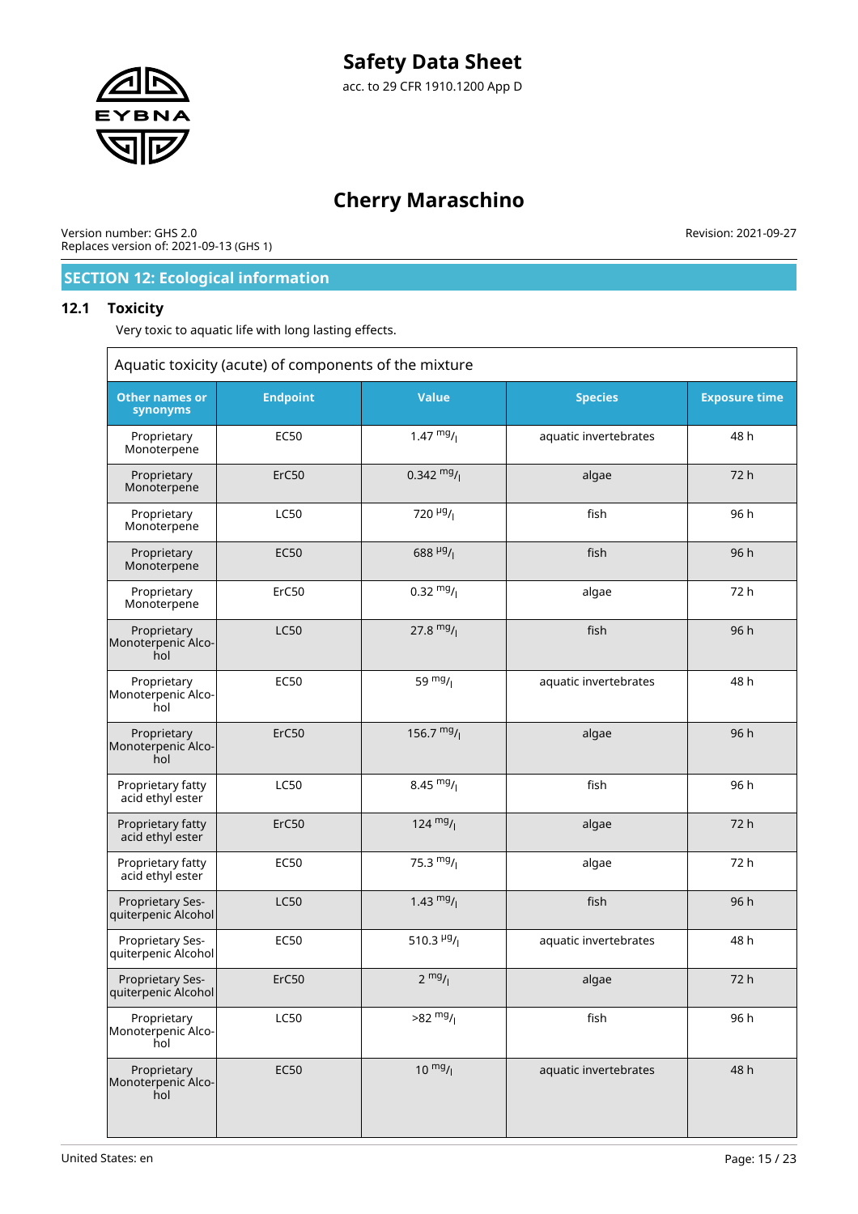## SECTION 12: Ecological information

### 12.1 Toxicity

Very toxic to aquatic life with long lasting effects.

| Aquatic toxicity (acute) of components of the mixture | | | | |
|---|---|---|---|---|
| Other names or synonyms | Endpoint | Value | Species | Exposure time |
| Proprietary Monoterpene | EC50 | 1.47 $^{mg}/_{l}$ | aquatic invertebrates | 48 h |
| Proprietary Monoterpene | ErC50 | 0.342 $^{mg}/_{l}$ | algae | 72 h |
| Proprietary Monoterpene | LC50 | 720 $^{µg}/_{l}$ | fish | 96 h |
| Proprietary Monoterpene | EC50 | 688 $^{µg}/_{l}$ | fish | 96 h |
| Proprietary Monoterpene | ErC50 | 0.32 $^{mg}/_{l}$ | algae | 72 h |
| Proprietary Monoterpenic Alcohol | LC50 | 27.8 $^{mg}/_{l}$ | fish | 96 h |
| Proprietary Monoterpenic Alcohol | EC50 | 59 $^{mg}/_{l}$ | aquatic invertebrates | 48 h |
| Proprietary Monoterpenic Alcohol | ErC50 | 156.7 $^{mg}/_{l}$ | algae | 96 h |
| Proprietary fatty acid ethyl ester | LC50 | 8.45 $^{mg}/_{l}$ | fish | 96 h |
| Proprietary fatty acid ethyl ester | ErC50 | 124 $^{mg}/_{l}$ | algae | 72 h |
| Proprietary fatty acid ethyl ester | EC50 | 75.3 $^{mg}/_{l}$ | algae | 72 h |
| Proprietary Sesquiterpenic Alcohol | LC50 | 1.43 $^{mg}/_{l}$ | fish | 96 h |
| Proprietary Sesquiterpenic Alcohol | EC50 | 510.3 $^{µg}/_{l}$ | aquatic invertebrates | 48 h |
| Proprietary Sesquiterpenic Alcohol | ErC50 | 2 $^{mg}/_{l}$ | algae | 72 h |
| Proprietary Monoterpenic Alcohol | LC50 | >82 $^{mg}/_{l}$ | fish | 96 h |
| Proprietary Monoterpenic Alcohol | EC50 | 10 $^{mg}/_{l}$ | aquatic invertebrates | 48 h |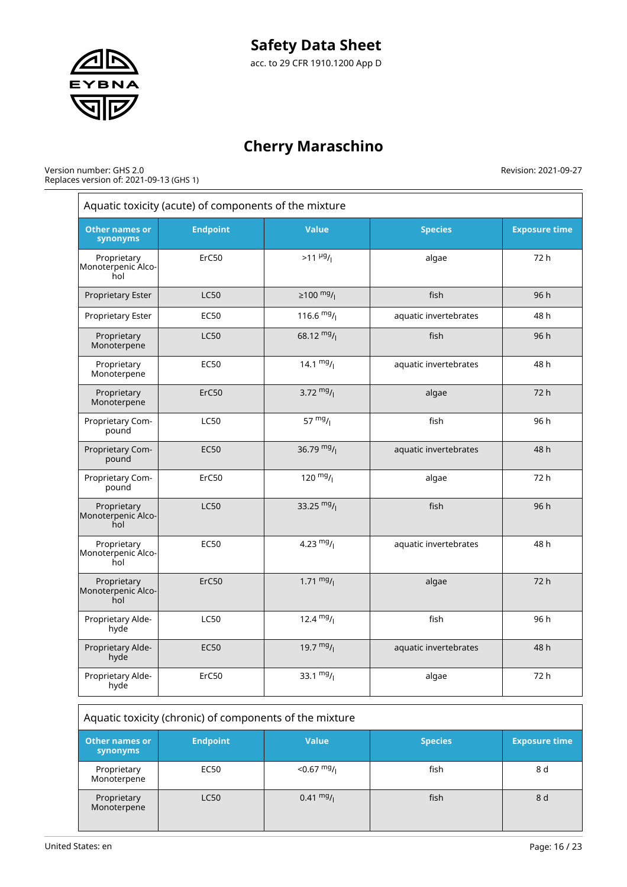### Aquatic toxicity (acute) of components of the mixture

| Other names or synonyms | Endpoint | Value | Species | Exposure time |
|---|---|---|---|---|
| Proprietary Monoterpenic Alcohol | ErC50 | >11 µg/l | algae | 72 h |
| Proprietary Ester | LC50 | ≥100 mg/l | fish | 96 h |
| Proprietary Ester | EC50 | 116.6 mg/l | aquatic invertebrates | 48 h |
| Proprietary Monoterpene | LC50 | 68.12 mg/l | fish | 96 h |
| Proprietary Monoterpene | EC50 | 14.1 mg/l | aquatic invertebrates | 48 h |
| Proprietary Monoterpene | ErC50 | 3.72 mg/l | algae | 72 h |
| Proprietary Compound | LC50 | 57 mg/l | fish | 96 h |
| Proprietary Compound | EC50 | 36.79 mg/l | aquatic invertebrates | 48 h |
| Proprietary Compound | ErC50 | 120 mg/l | algae | 72 h |
| Proprietary Monoterpenic Alcohol | LC50 | 33.25 mg/l | fish | 96 h |
| Proprietary Monoterpenic Alcohol | EC50 | 4.23 mg/l | aquatic invertebrates | 48 h |
| Proprietary Monoterpenic Alcohol | ErC50 | 1.71 mg/l | algae | 72 h |
| Proprietary Aldehyde | LC50 | 12.4 mg/l | fish | 96 h |
| Proprietary Aldehyde | EC50 | 19.7 mg/l | aquatic invertebrates | 48 h |
| Proprietary Aldehyde | ErC50 | 33.1 mg/l | algae | 72 h |

### Aquatic toxicity (chronic) of components of the mixture

| Other names or synonyms | Endpoint | Value | Species | Exposure time |
|---|---|---|---|---|
| Proprietary Monoterpene | EC50 | <0.67 mg/l | fish | 8 d |
| Proprietary Monoterpene | LC50 | 0.41 mg/l | fish | 8 d |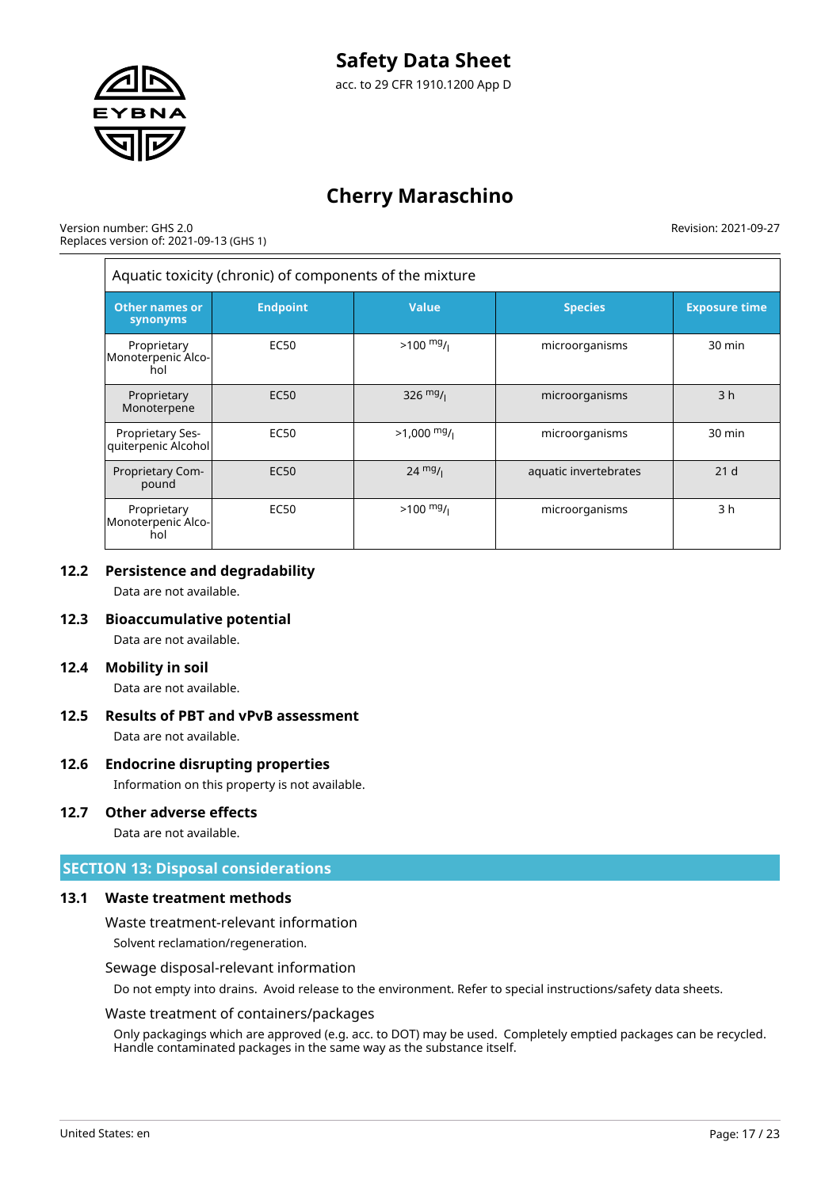| Aquatic toxicity (chronic) of components of the mixture | | | | |
|---|---|---|---|---|
| **Other names or synonyms** | **Endpoint** | **Value** | **Species** | **Exposure time** |
| Proprietary Monoterpenic Alcohol | EC50 | >100 $^{mg}/_{l}$ | microorganisms | 30 min |
| Proprietary Monoterpene | EC50 | 326 $^{mg}/_{l}$ | microorganisms | 3 h |
| Proprietary Sesquiterpenic Alcohol | EC50 | >1,000 $^{mg}/_{l}$ | microorganisms | 30 min |
| Proprietary Compound | EC50 | 24 $^{mg}/_{l}$ | aquatic invertebrates | 21 d |
| Proprietary Monoterpenic Alcohol | EC50 | >100 $^{mg}/_{l}$ | microorganisms | 3 h |

### 12.2 Persistence and degradability

Data are not available.

### 12.3 Bioaccumulative potential

Data are not available.

### 12.4 Mobility in soil

Data are not available.

### 12.5 Results of PBT and vPvB assessment

Data are not available.

### 12.6 Endocrine disrupting properties

Information on this property is not available.

### 12.7 Other adverse effects

Data are not available.

## SECTION 13: Disposal considerations

### 13.1 Waste treatment methods

Waste treatment-relevant information

Solvent reclamation/regeneration.

Sewage disposal-relevant information

Do not empty into drains. Avoid release to the environment. Refer to special instructions/safety data sheets.

Waste treatment of containers/packages

Only packagings which are approved (e.g. acc. to DOT) may be used. Completely emptied packages can be recycled. Handle contaminated packages in the same way as the substance itself.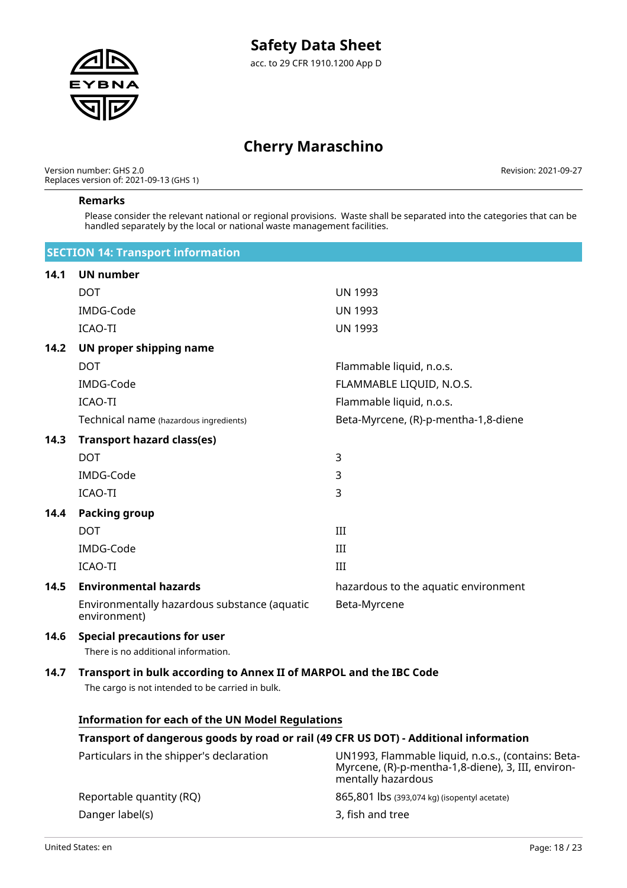**Remarks**

Please consider the relevant national or regional provisions. Waste shall be separated into the categories that can be handled separately by the local or national waste management facilities.

## SECTION 14: Transport information

### 14.1 UN number

| | |
|---|---|
| DOT | UN 1993 |
| IMDG-Code | UN 1993 |
| ICAO-TI | UN 1993 |

### 14.2 UN proper shipping name

| | |
|---|---|
| DOT | Flammable liquid, n.o.s. |
| IMDG-Code | FLAMMABLE LIQUID, N.O.S. |
| ICAO-TI | Flammable liquid, n.o.s. |
| Technical name (hazardous ingredients) | Beta-Myrcene, (R)-p-mentha-1,8-diene |

### 14.3 Transport hazard class(es)

| | |
|---|---|
| DOT | 3 |
| IMDG-Code | 3 |
| ICAO-TI | 3 |

### 14.4 Packing group

| | |
|---|---|
| DOT | III |
| IMDG-Code | III |
| ICAO-TI | III |

### 14.5 Environmental hazards

| | |
|---|---|
| Environmental hazards | hazardous to the aquatic environment |
| Environmentally hazardous substance (aquatic environment) | Beta-Myrcene |

### 14.6 Special precautions for user

There is no additional information.

### 14.7 Transport in bulk according to Annex II of MARPOL and the IBC Code

The cargo is not intended to be carried in bulk.

**Information for each of the UN Model Regulations**

**Transport of dangerous goods by road or rail (49 CFR US DOT) - Additional information**

| | |
|---|---|
| Particulars in the shipper's declaration | UN1993, Flammable liquid, n.o.s., (contains: Beta-Myrcene, (R)-p-mentha-1,8-diene), 3, III, environmentally hazardous |
| Reportable quantity (RQ) | 865,801 lbs (393,074 kg) (isopentyl acetate) |
| Danger label(s) | 3, fish and tree |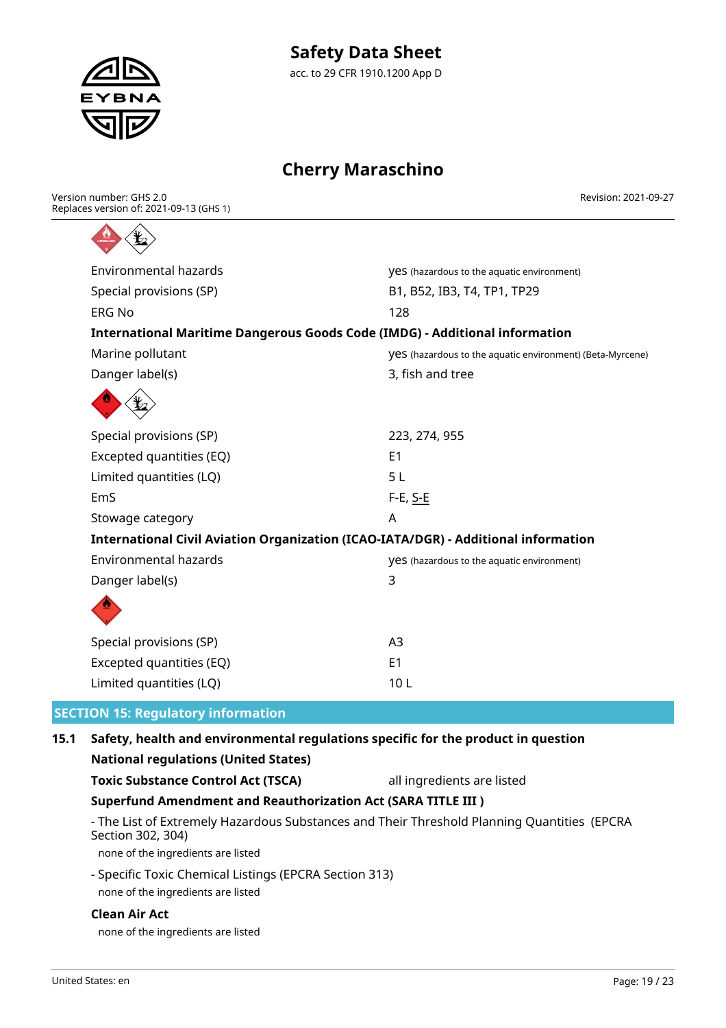| | |
|---|---|
| Environmental hazards | yes (hazardous to the aquatic environment) |
| Special provisions (SP) | B1, B52, IB3, T4, TP1, TP29 |
| ERG No | 128 |

**International Maritime Dangerous Goods Code (IMDG) - Additional information**

| | |
|---|---|
| Marine pollutant | yes (hazardous to the aquatic environment) (Beta-Myrcene) |
| Danger label(s) | 3, fish and tree |
| Special provisions (SP) | 223, 274, 955 |
| Excepted quantities (EQ) | E1 |
| Limited quantities (LQ) | 5 L |
| EmS | F-E, S-E |
| Stowage category | A |

**International Civil Aviation Organization (ICAO-IATA/DGR) - Additional information**

| | |
|---|---|
| Environmental hazards | yes (hazardous to the aquatic environment) |
| Danger label(s) | 3 |
| Special provisions (SP) | A3 |
| Excepted quantities (EQ) | E1 |
| Limited quantities (LQ) | 10 L |

## SECTION 15: Regulatory information

### 15.1 Safety, health and environmental regulations specific for the product in question

**National regulations (United States)**

**Toxic Substance Control Act (TSCA)** — all ingredients are listed

**Superfund Amendment and Reauthorization Act (SARA TITLE III )**

- The List of Extremely Hazardous Substances and Their Threshold Planning Quantities (EPCRA Section 302, 304)

  none of the ingredients are listed

- Specific Toxic Chemical Listings (EPCRA Section 313)

  none of the ingredients are listed

**Clean Air Act**

none of the ingredients are listed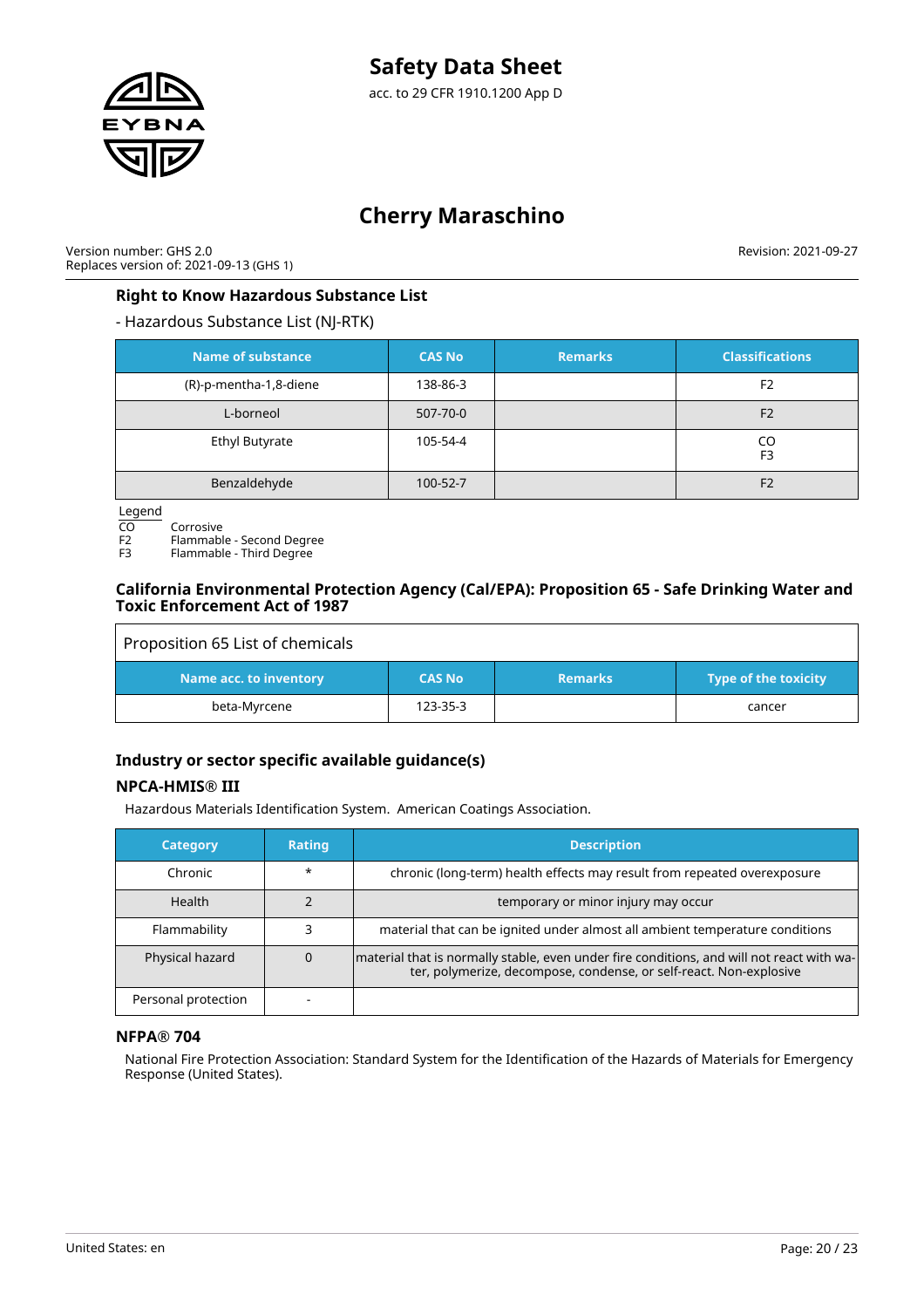### Right to Know Hazardous Substance List

- Hazardous Substance List (NJ-RTK)

| Name of substance | CAS No | Remarks | Classifications |
|---|---|---|---|
| (R)-p-mentha-1,8-diene | 138-86-3 | | F2 |
| L-borneol | 507-70-0 | | F2 |
| Ethyl Butyrate | 105-54-4 | | CO<br>F3 |
| Benzaldehyde | 100-52-7 | | F2 |

Legend
CO Corrosive
F2 Flammable - Second Degree
F3 Flammable - Third Degree

### California Environmental Protection Agency (Cal/EPA): Proposition 65 - Safe Drinking Water and Toxic Enforcement Act of 1987

| Proposition 65 List of chemicals | | | |
|---|---|---|---|
| **Name acc. to inventory** | **CAS No** | **Remarks** | **Type of the toxicity** |
| beta-Myrcene | 123-35-3 | | cancer |

### Industry or sector specific available guidance(s)

#### NPCA-HMIS® III

Hazardous Materials Identification System. American Coatings Association.

| Category | Rating | Description |
|---|---|---|
| Chronic | * | chronic (long-term) health effects may result from repeated overexposure |
| Health | 2 | temporary or minor injury may occur |
| Flammability | 3 | material that can be ignited under almost all ambient temperature conditions |
| Physical hazard | 0 | material that is normally stable, even under fire conditions, and will not react with water, polymerize, decompose, condense, or self-react. Non-explosive |
| Personal protection | - | |

#### NFPA® 704

National Fire Protection Association: Standard System for the Identification of the Hazards of Materials for Emergency Response (United States).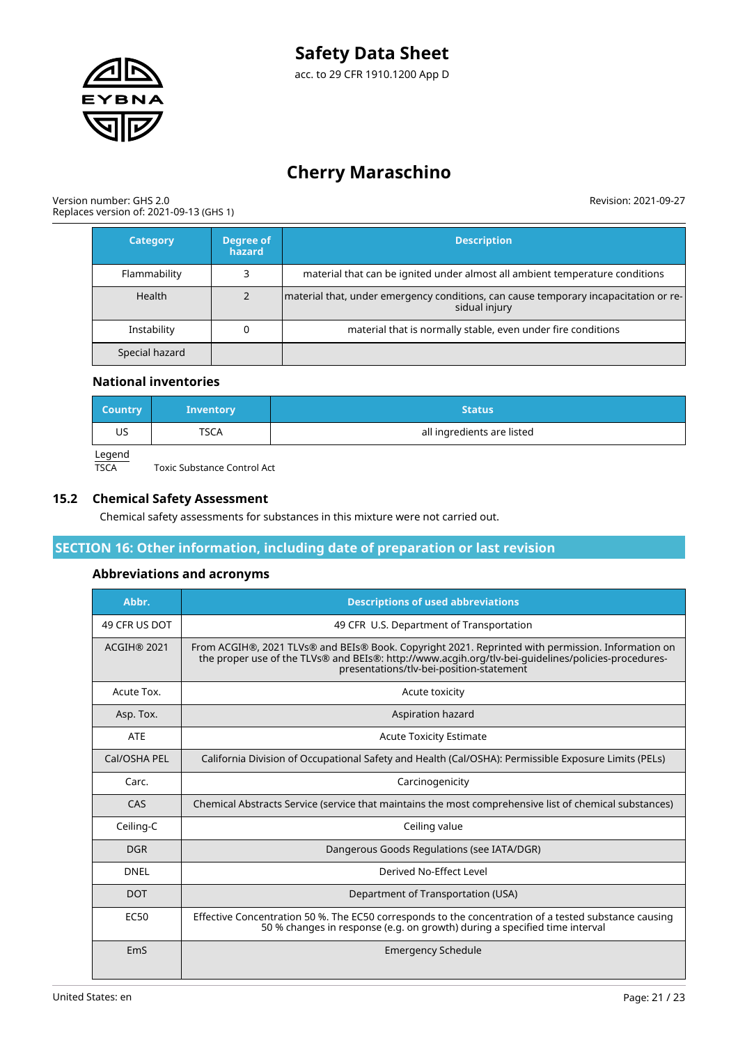| Category | Degree of hazard | Description |
|---|---|---|
| Flammability | 3 | material that can be ignited under almost all ambient temperature conditions |
| Health | 2 | material that, under emergency conditions, can cause temporary incapacitation or residual injury |
| Instability | 0 | material that is normally stable, even under fire conditions |
| Special hazard | | |

### National inventories

| Country | Inventory | Status |
|---|---|---|
| US | TSCA | all ingredients are listed |

Legend

TSCA Toxic Substance Control Act

## 15.2 Chemical Safety Assessment

Chemical safety assessments for substances in this mixture were not carried out.

## SECTION 16: Other information, including date of preparation or last revision

### Abbreviations and acronyms

| Abbr. | Descriptions of used abbreviations |
|---|---|
| 49 CFR US DOT | 49 CFR U.S. Department of Transportation |
| ACGIH® 2021 | From ACGIH®, 2021 TLVs® and BEIs® Book. Copyright 2021. Reprinted with permission. Information on the proper use of the TLVs® and BEIs®: http://www.acgih.org/tlv-bei-guidelines/policies-procedures-presentations/tlv-bei-position-statement |
| Acute Tox. | Acute toxicity |
| Asp. Tox. | Aspiration hazard |
| ATE | Acute Toxicity Estimate |
| Cal/OSHA PEL | California Division of Occupational Safety and Health (Cal/OSHA): Permissible Exposure Limits (PELs) |
| Carc. | Carcinogenicity |
| CAS | Chemical Abstracts Service (service that maintains the most comprehensive list of chemical substances) |
| Ceiling-C | Ceiling value |
| DGR | Dangerous Goods Regulations (see IATA/DGR) |
| DNEL | Derived No-Effect Level |
| DOT | Department of Transportation (USA) |
| EC50 | Effective Concentration 50 %. The EC50 corresponds to the concentration of a tested substance causing 50 % changes in response (e.g. on growth) during a specified time interval |
| EmS | Emergency Schedule |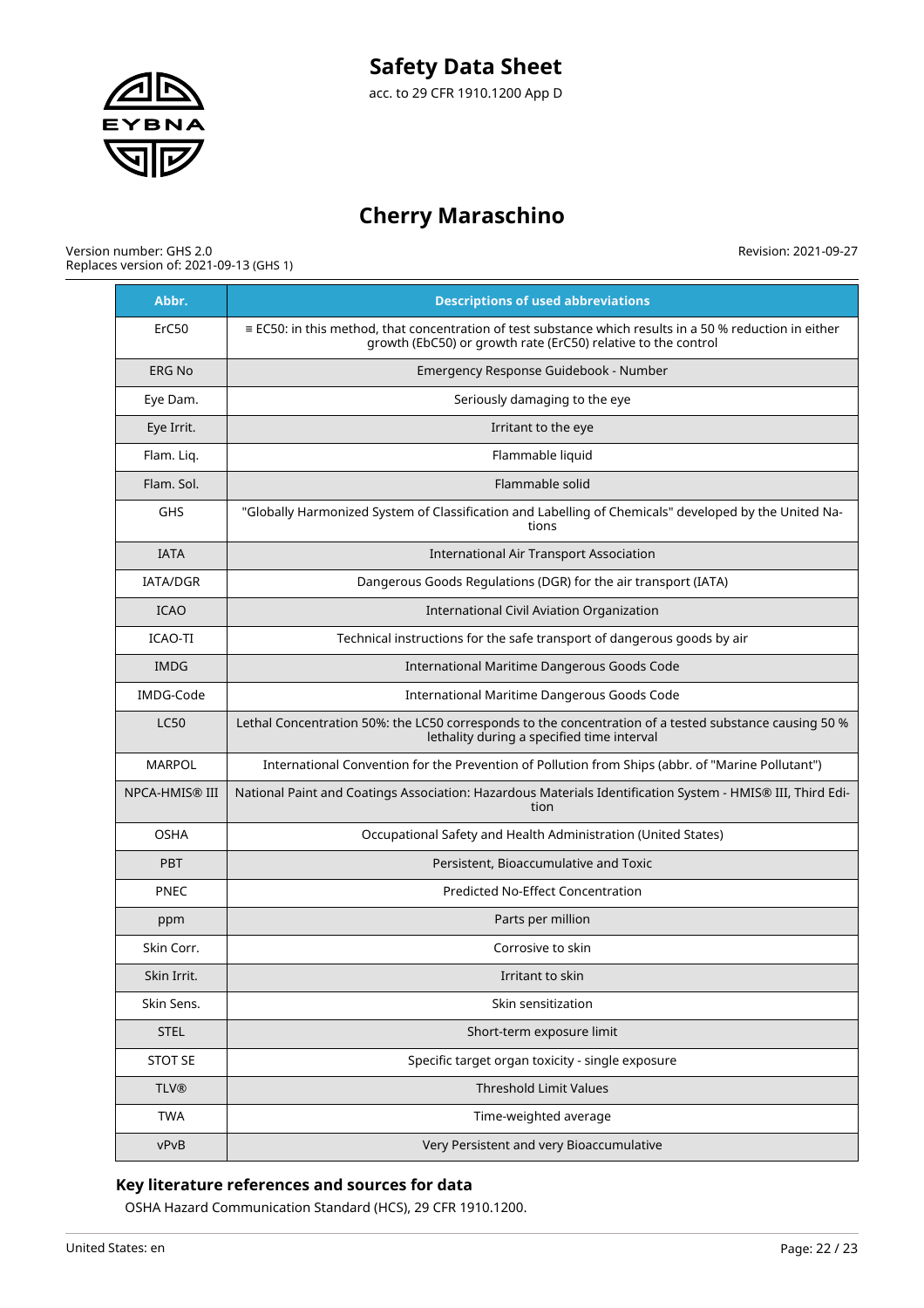| Abbr. | Descriptions of used abbreviations |
|---|---|
| ErC50 | ≡ EC50: in this method, that concentration of test substance which results in a 50 % reduction in either growth (EbC50) or growth rate (ErC50) relative to the control |
| ERG No | Emergency Response Guidebook - Number |
| Eye Dam. | Seriously damaging to the eye |
| Eye Irrit. | Irritant to the eye |
| Flam. Liq. | Flammable liquid |
| Flam. Sol. | Flammable solid |
| GHS | "Globally Harmonized System of Classification and Labelling of Chemicals" developed by the United Nations |
| IATA | International Air Transport Association |
| IATA/DGR | Dangerous Goods Regulations (DGR) for the air transport (IATA) |
| ICAO | International Civil Aviation Organization |
| ICAO-TI | Technical instructions for the safe transport of dangerous goods by air |
| IMDG | International Maritime Dangerous Goods Code |
| IMDG-Code | International Maritime Dangerous Goods Code |
| LC50 | Lethal Concentration 50%: the LC50 corresponds to the concentration of a tested substance causing 50 % lethality during a specified time interval |
| MARPOL | International Convention for the Prevention of Pollution from Ships (abbr. of "Marine Pollutant") |
| NPCA-HMIS® III | National Paint and Coatings Association: Hazardous Materials Identification System - HMIS® III, Third Edition |
| OSHA | Occupational Safety and Health Administration (United States) |
| PBT | Persistent, Bioaccumulative and Toxic |
| PNEC | Predicted No-Effect Concentration |
| ppm | Parts per million |
| Skin Corr. | Corrosive to skin |
| Skin Irrit. | Irritant to skin |
| Skin Sens. | Skin sensitization |
| STEL | Short-term exposure limit |
| STOT SE | Specific target organ toxicity - single exposure |
| TLV® | Threshold Limit Values |
| TWA | Time-weighted average |
| vPvB | Very Persistent and very Bioaccumulative |

### Key literature references and sources for data

OSHA Hazard Communication Standard (HCS), 29 CFR 1910.1200.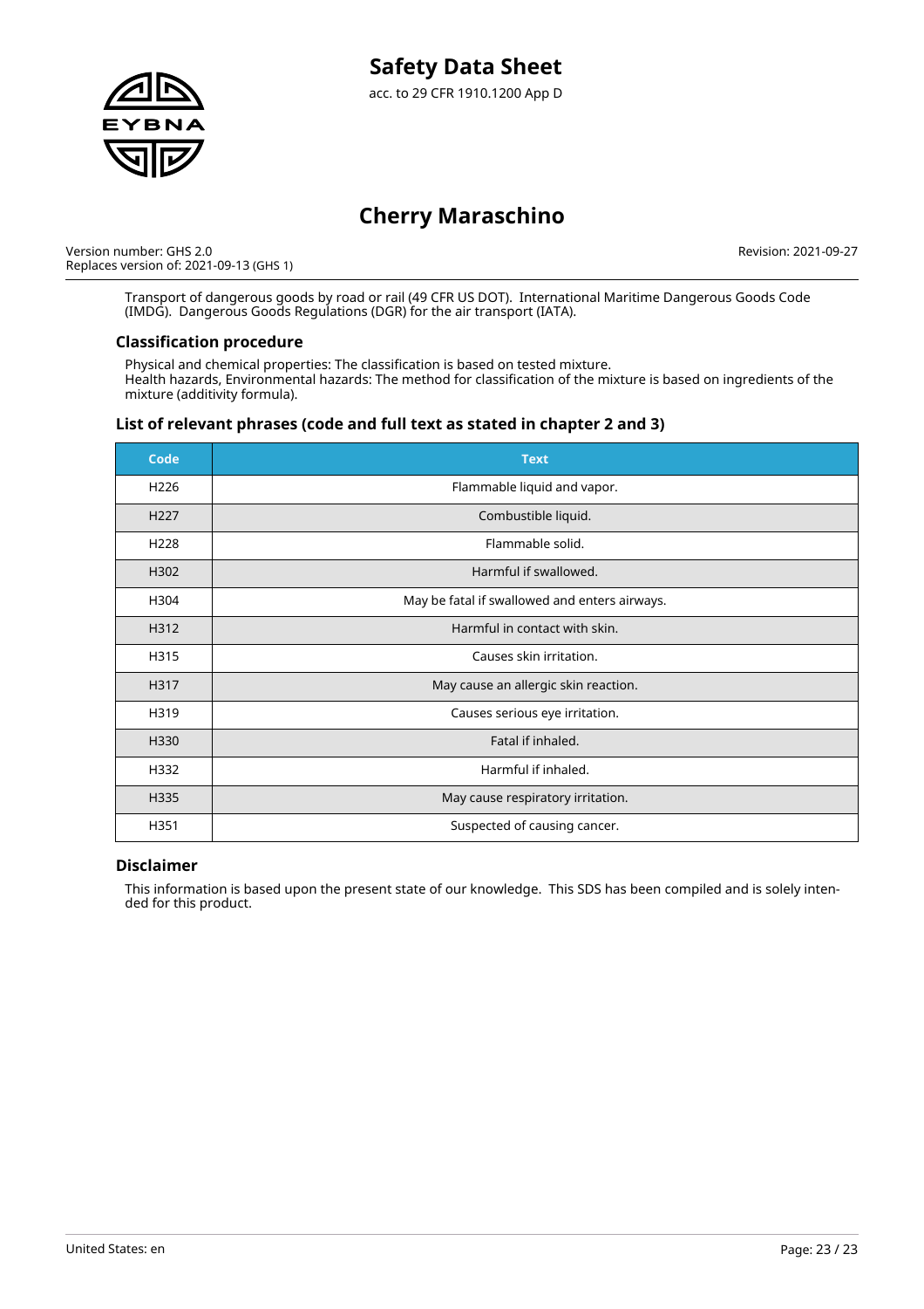Transport of dangerous goods by road or rail (49 CFR US DOT). International Maritime Dangerous Goods Code (IMDG). Dangerous Goods Regulations (DGR) for the air transport (IATA).

### Classification procedure

Physical and chemical properties: The classification is based on tested mixture.
Health hazards, Environmental hazards: The method for classification of the mixture is based on ingredients of the mixture (additivity formula).

### List of relevant phrases (code and full text as stated in chapter 2 and 3)

| Code | Text |
| --- | --- |
| H226 | Flammable liquid and vapor. |
| H227 | Combustible liquid. |
| H228 | Flammable solid. |
| H302 | Harmful if swallowed. |
| H304 | May be fatal if swallowed and enters airways. |
| H312 | Harmful in contact with skin. |
| H315 | Causes skin irritation. |
| H317 | May cause an allergic skin reaction. |
| H319 | Causes serious eye irritation. |
| H330 | Fatal if inhaled. |
| H332 | Harmful if inhaled. |
| H335 | May cause respiratory irritation. |
| H351 | Suspected of causing cancer. |

### Disclaimer

This information is based upon the present state of our knowledge. This SDS has been compiled and is solely intended for this product.